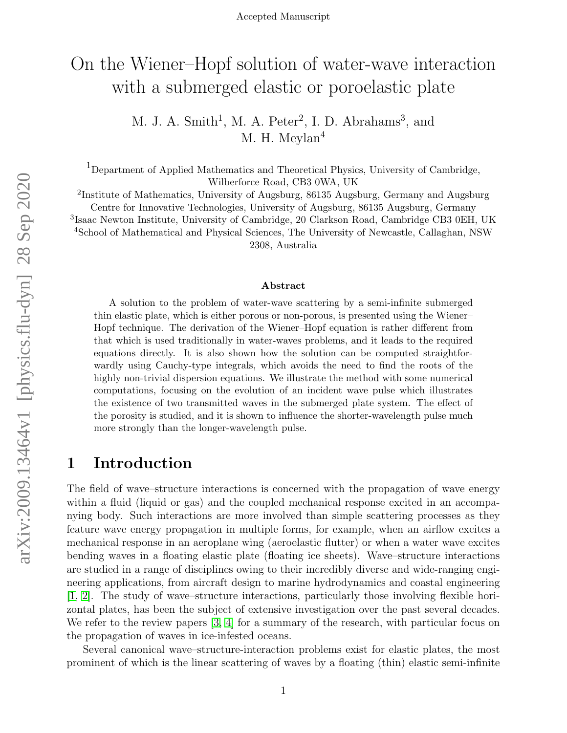Accepted Manuscript

# On the Wiener–Hopf solution of water-wave interaction with a submerged elastic or poroelastic plate

M. J. A. Smith[1], M. A. Peter[2], I. D. Abrahams[3], and M. H. Meylan[4]

[1]Department of Applied Mathematics and Theoretical Physics, University of Cambridge, Wilberforce Road, CB3 0WA, UK

[2]Institute of Mathematics, University of Augsburg, 86135 Augsburg, Germany and Augsburg Centre for Innovative Technologies, University of Augsburg, 86135 Augsburg, Germany

[3]Isaac Newton Institute, University of Cambridge, 20 Clarkson Road, Cambridge CB3 0EH, UK

[4]School of Mathematical and Physical Sciences, The University of Newcastle, Callaghan, NSW 2308, Australia

### Abstract

A solution to the problem of water-wave scattering by a semi-infinite submerged thin elastic plate, which is either porous or non-porous, is presented using the Wiener–Hopf technique. The derivation of the Wiener–Hopf equation is rather different from that which is used traditionally in water-waves problems, and it leads to the required equations directly. It is also shown how the solution can be computed straightforwardly using Cauchy-type integrals, which avoids the need to find the roots of the highly non-trivial dispersion equations. We illustrate the method with some numerical computations, focusing on the evolution of an incident wave pulse which illustrates the existence of two transmitted waves in the submerged plate system. The effect of the porosity is studied, and it is shown to influence the shorter-wavelength pulse much more strongly than the longer-wavelength pulse.

## 1 Introduction

The field of wave–structure interactions is concerned with the propagation of wave energy within a fluid (liquid or gas) and the coupled mechanical response excited in an accompanying body. Such interactions are more involved than simple scattering processes as they feature wave energy propagation in multiple forms, for example, when an airflow excites a mechanical response in an aeroplane wing (aeroelastic flutter) or when a water wave excites bending waves in a floating elastic plate (floating ice sheets). Wave–structure interactions are studied in a range of disciplines owing to their incredibly diverse and wide-ranging engineering applications, from aircraft design to marine hydrodynamics and coastal engineering [1, 2]. The study of wave–structure interactions, particularly those involving flexible horizontal plates, has been the subject of extensive investigation over the past several decades. We refer to the review papers [3, 4] for a summary of the research, with particular focus on the propagation of waves in ice-infested oceans.

Several canonical wave–structure-interaction problems exist for elastic plates, the most prominent of which is the linear scattering of waves by a floating (thin) elastic semi-infinite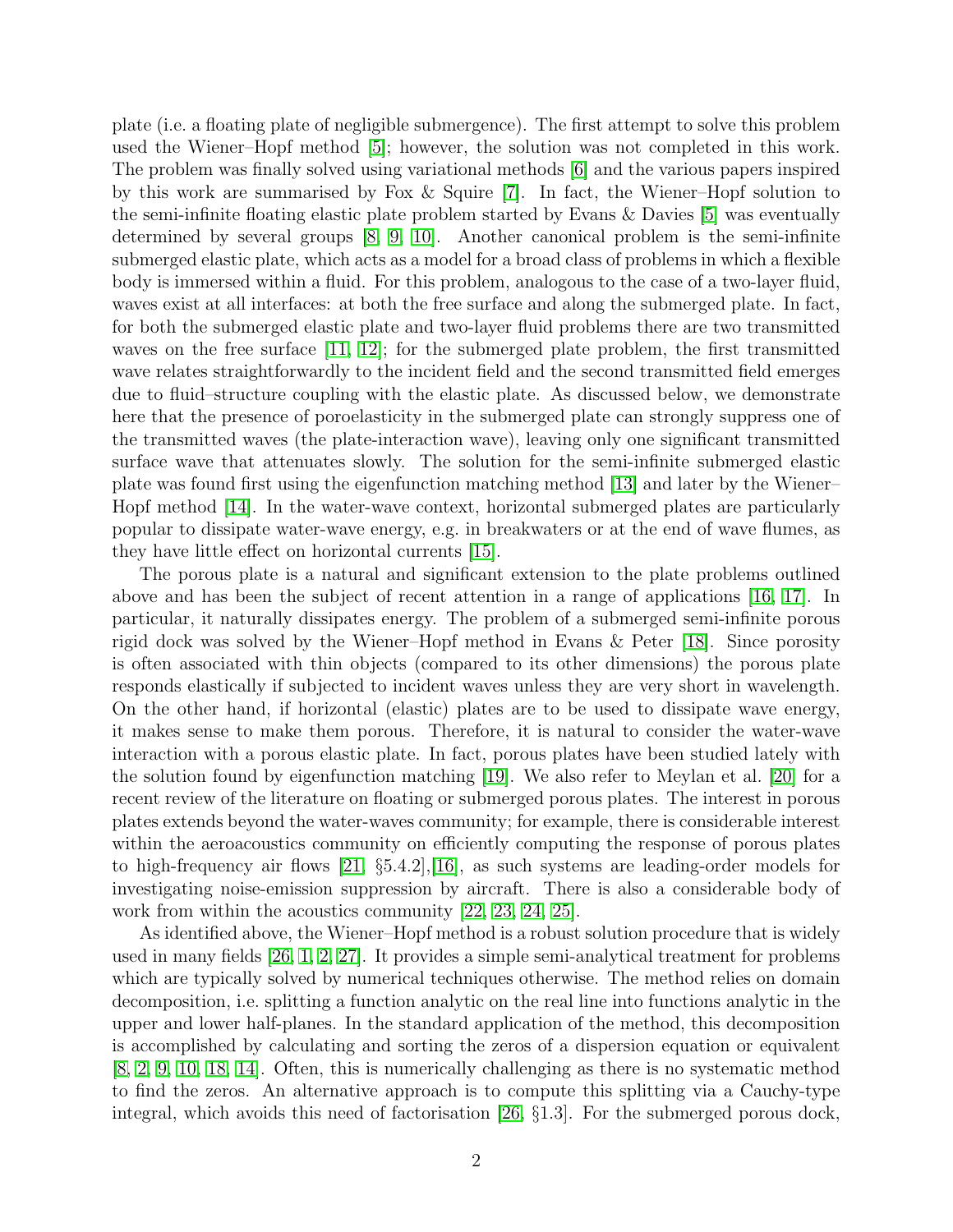plate (i.e. a floating plate of negligible submergence). The first attempt to solve this problem used the Wiener–Hopf method [5]; however, the solution was not completed in this work. The problem was finally solved using variational methods [6] and the various papers inspired by this work are summarised by Fox & Squire [7]. In fact, the Wiener–Hopf solution to the semi-infinite floating elastic plate problem started by Evans & Davies [5] was eventually determined by several groups [8, 9, 10]. Another canonical problem is the semi-infinite submerged elastic plate, which acts as a model for a broad class of problems in which a flexible body is immersed within a fluid. For this problem, analogous to the case of a two-layer fluid, waves exist at all interfaces: at both the free surface and along the submerged plate. In fact, for both the submerged elastic plate and two-layer fluid problems there are two transmitted waves on the free surface [11, 12]; for the submerged plate problem, the first transmitted wave relates straightforwardly to the incident field and the second transmitted field emerges due to fluid–structure coupling with the elastic plate. As discussed below, we demonstrate here that the presence of poroelasticity in the submerged plate can strongly suppress one of the transmitted waves (the plate-interaction wave), leaving only one significant transmitted surface wave that attenuates slowly. The solution for the semi-infinite submerged elastic plate was found first using the eigenfunction matching method [13] and later by the Wiener–Hopf method [14]. In the water-wave context, horizontal submerged plates are particularly popular to dissipate water-wave energy, e.g. in breakwaters or at the end of wave flumes, as they have little effect on horizontal currents [15].

The porous plate is a natural and significant extension to the plate problems outlined above and has been the subject of recent attention in a range of applications [16, 17]. In particular, it naturally dissipates energy. The problem of a submerged semi-infinite porous rigid dock was solved by the Wiener–Hopf method in Evans & Peter [18]. Since porosity is often associated with thin objects (compared to its other dimensions) the porous plate responds elastically if subjected to incident waves unless they are very short in wavelength. On the other hand, if horizontal (elastic) plates are to be used to dissipate wave energy, it makes sense to make them porous. Therefore, it is natural to consider the water-wave interaction with a porous elastic plate. In fact, porous plates have been studied lately with the solution found by eigenfunction matching [19]. We also refer to Meylan et al. [20] for a recent review of the literature on floating or submerged porous plates. The interest in porous plates extends beyond the water-waves community; for example, there is considerable interest within the aeroacoustics community on efficiently computing the response of porous plates to high-frequency air flows [21, §5.4.2],[16], as such systems are leading-order models for investigating noise-emission suppression by aircraft. There is also a considerable body of work from within the acoustics community [22, 23, 24, 25].

As identified above, the Wiener–Hopf method is a robust solution procedure that is widely used in many fields [26, 1, 2, 27]. It provides a simple semi-analytical treatment for problems which are typically solved by numerical techniques otherwise. The method relies on domain decomposition, i.e. splitting a function analytic on the real line into functions analytic in the upper and lower half-planes. In the standard application of the method, this decomposition is accomplished by calculating and sorting the zeros of a dispersion equation or equivalent [8, 2, 9, 10, 18, 14]. Often, this is numerically challenging as there is no systematic method to find the zeros. An alternative approach is to compute this splitting via a Cauchy-type integral, which avoids this need of factorisation [26, §1.3]. For the submerged porous dock,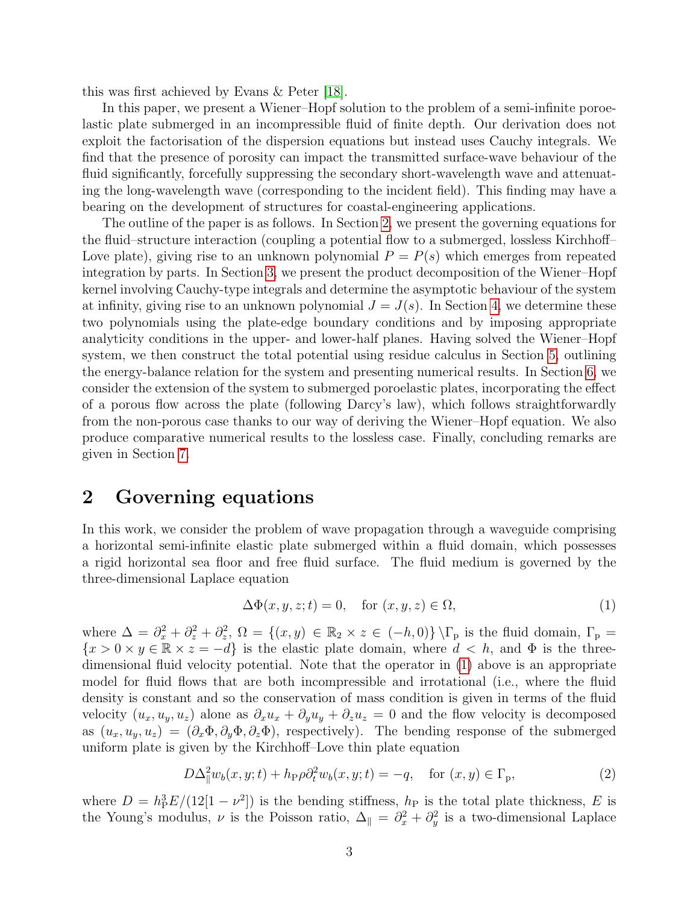this was first achieved by Evans & Peter [18].

In this paper, we present a Wiener–Hopf solution to the problem of a semi-infinite poroelastic plate submerged in an incompressible fluid of finite depth. Our derivation does not exploit the factorisation of the dispersion equations but instead uses Cauchy integrals. We find that the presence of porosity can impact the transmitted surface-wave behaviour of the fluid significantly, forcefully suppressing the secondary short-wavelength wave and attenuating the long-wavelength wave (corresponding to the incident field). This finding may have a bearing on the development of structures for coastal-engineering applications.

The outline of the paper is as follows. In Section 2, we present the governing equations for the fluid–structure interaction (coupling a potential flow to a submerged, lossless Kirchhoff–Love plate), giving rise to an unknown polynomial $P = P(s)$ which emerges from repeated integration by parts. In Section 3, we present the product decomposition of the Wiener–Hopf kernel involving Cauchy-type integrals and determine the asymptotic behaviour of the system at infinity, giving rise to an unknown polynomial $J = J(s)$. In Section 4, we determine these two polynomials using the plate-edge boundary conditions and by imposing appropriate analyticity conditions in the upper- and lower-half planes. Having solved the Wiener–Hopf system, we then construct the total potential using residue calculus in Section 5, outlining the energy-balance relation for the system and presenting numerical results. In Section 6, we consider the extension of the system to submerged poroelastic plates, incorporating the effect of a porous flow across the plate (following Darcy's law), which follows straightforwardly from the non-porous case thanks to our way of deriving the Wiener–Hopf equation. We also produce comparative numerical results to the lossless case. Finally, concluding remarks are given in Section 7.

## 2 Governing equations

In this work, we consider the problem of wave propagation through a waveguide comprising a horizontal semi-infinite elastic plate submerged within a fluid domain, which possesses a rigid horizontal sea floor and free fluid surface. The fluid medium is governed by the three-dimensional Laplace equation

$$\Delta\Phi(x, y, z; t) = 0, \quad \text{for } (x, y, z) \in \Omega, \tag{1}$$

where $\Delta = \partial_x^2 + \partial_z^2 + \partial_z^2$, $\Omega = \{(x, y) \in \mathbb{R}_2 \times z \in (-h, 0)\} \setminus \Gamma_\text{p}$ is the fluid domain, $\Gamma_\text{p} = \{x > 0 \times y \in \mathbb{R} \times z = -d\}$ is the elastic plate domain, where $d < h$, and $\Phi$ is the three-dimensional fluid velocity potential. Note that the operator in (1) above is an appropriate model for fluid flows that are both incompressible and irrotational (i.e., where the fluid density is constant and so the conservation of mass condition is given in terms of the fluid velocity $(u_x, u_y, u_z)$ alone as $\partial_x u_x + \partial_y u_y + \partial_z u_z = 0$ and the flow velocity is decomposed as $(u_x, u_y, u_z) = (\partial_x\Phi, \partial_y\Phi, \partial_z\Phi)$, respectively). The bending response of the submerged uniform plate is given by the Kirchhoff–Love thin plate equation

$$D\Delta_\parallel^2 w_b(x, y; t) + h_\text{P}\rho\partial_t^2 w_b(x, y; t) = -q, \quad \text{for } (x, y) \in \Gamma_\text{p}, \tag{2}$$

where $D = h_\text{P}^3 E/(12[1 - \nu^2])$ is the bending stiffness, $h_\text{P}$ is the total plate thickness, $E$ is the Young's modulus, $\nu$ is the Poisson ratio, $\Delta_\parallel = \partial_x^2 + \partial_y^2$ is a two-dimensional Laplace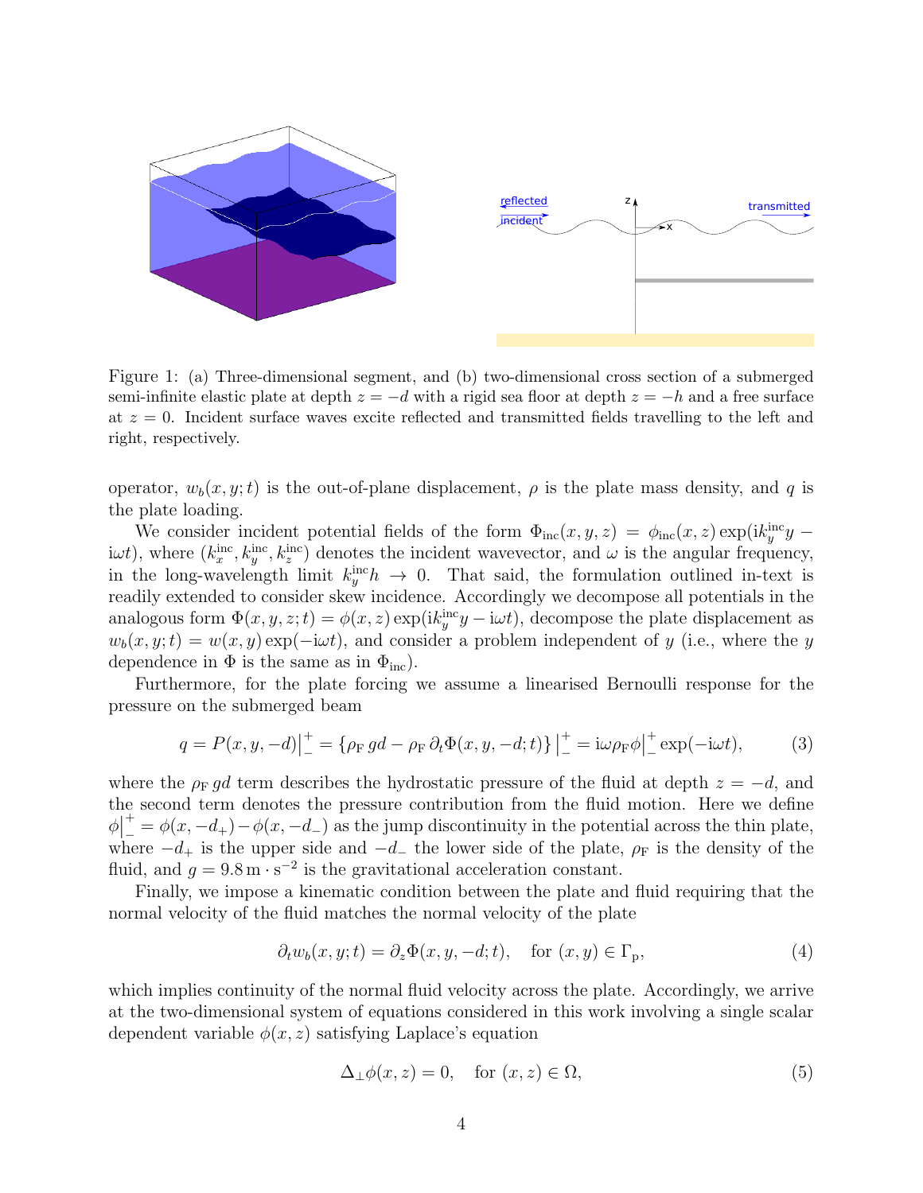Figure 1: (a) Three-dimensional segment, and (b) two-dimensional cross section of a submerged semi-infinite elastic plate at depth $z = -d$ with a rigid sea floor at depth $z = -h$ and a free surface at $z = 0$. Incident surface waves excite reflected and transmitted fields travelling to the left and right, respectively.

operator, $w_b(x, y; t)$ is the out-of-plane displacement, $\rho$ is the plate mass density, and $q$ is the plate loading.

We consider incident potential fields of the form $\Phi_{\rm inc}(x, y, z) = \phi_{\rm inc}(x, z)\exp(\mathrm{i}k_y^{\rm inc}y - \mathrm{i}\omega t)$, where $(k_x^{\rm inc}, k_y^{\rm inc}, k_z^{\rm inc})$ denotes the incident wavevector, and $\omega$ is the angular frequency, in the long-wavelength limit $k_y^{\rm inc}h \to 0$. That said, the formulation outlined in-text is readily extended to consider skew incidence. Accordingly we decompose all potentials in the analogous form $\Phi(x, y, z; t) = \phi(x, z)\exp(\mathrm{i}k_y^{\rm inc}y - \mathrm{i}\omega t)$, decompose the plate displacement as $w_b(x, y; t) = w(x, y)\exp(-\mathrm{i}\omega t)$, and consider a problem independent of $y$ (i.e., where the $y$ dependence in $\Phi$ is the same as in $\Phi_{\rm inc}$).

Furthermore, for the plate forcing we assume a linearised Bernoulli response for the pressure on the submerged beam

$$q = P(x, y, -d)\big|_-^+ = \{\rho_{\rm F}\, gd - \rho_{\rm F}\, \partial_t \Phi(x, y, -d; t)\}\big|_-^+ = \mathrm{i}\omega\rho_{\rm F}\phi\big|_-^+ \exp(-\mathrm{i}\omega t), \tag{3}$$

where the $\rho_{\rm F}\, gd$ term describes the hydrostatic pressure of the fluid at depth $z = -d$, and the second term denotes the pressure contribution from the fluid motion. Here we define $\phi\big|_-^+ = \phi(x, -d_+) - \phi(x, -d_-)$ as the jump discontinuity in the potential across the thin plate, where $-d_+$ is the upper side and $-d_-$ the lower side of the plate, $\rho_{\rm F}$ is the density of the fluid, and $g = 9.8\,\mathrm{m}\cdot\mathrm{s}^{-2}$ is the gravitational acceleration constant.

Finally, we impose a kinematic condition between the plate and fluid requiring that the normal velocity of the fluid matches the normal velocity of the plate

$$\partial_t w_b(x, y; t) = \partial_z \Phi(x, y, -d; t), \quad \text{for } (x, y) \in \Gamma_{\rm p}, \tag{4}$$

which implies continuity of the normal fluid velocity across the plate. Accordingly, we arrive at the two-dimensional system of equations considered in this work involving a single scalar dependent variable $\phi(x, z)$ satisfying Laplace's equation

$$\Delta_\perp \phi(x, z) = 0, \quad \text{for } (x, z) \in \Omega, \tag{5}$$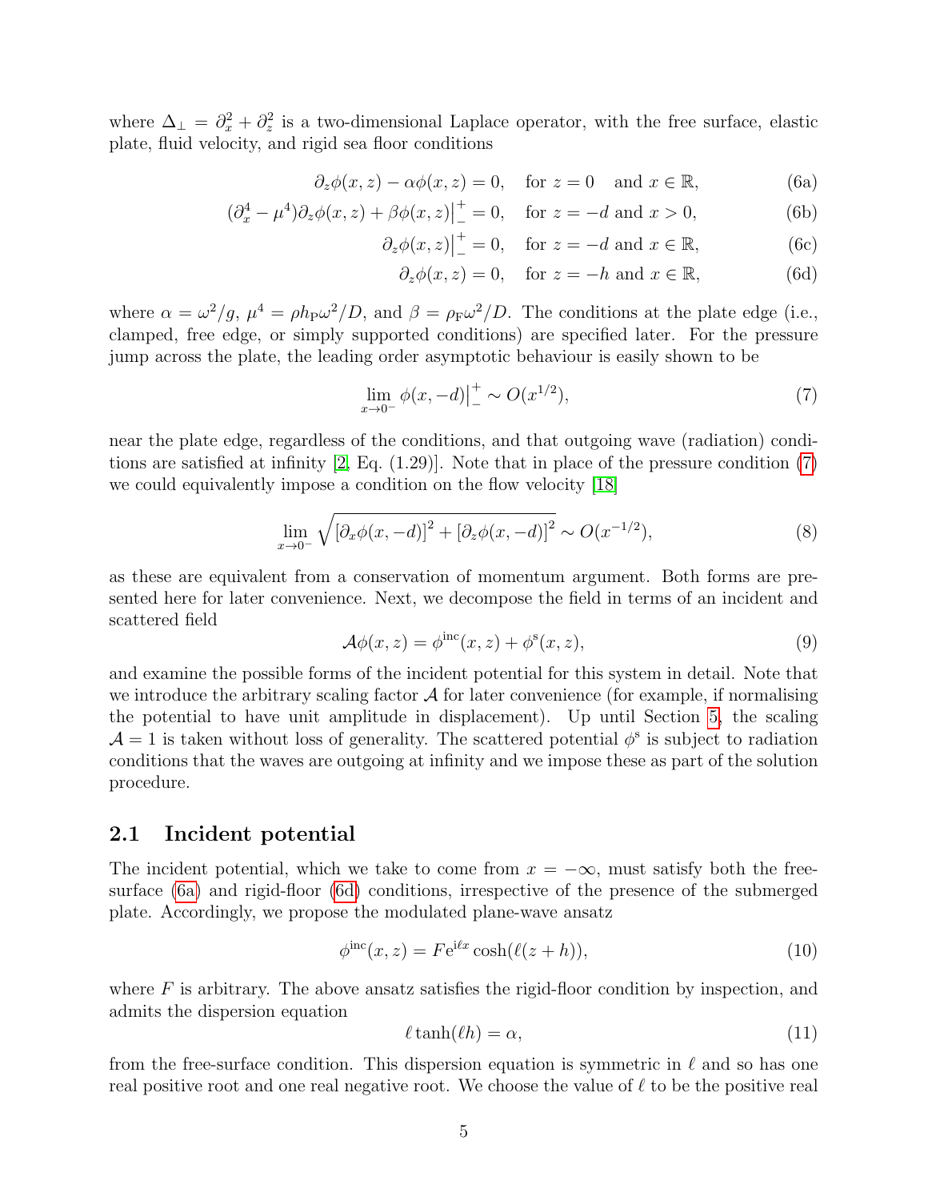where $\Delta_\perp = \partial_x^2 + \partial_z^2$ is a two-dimensional Laplace operator, with the free surface, elastic plate, fluid velocity, and rigid sea floor conditions

$$\partial_z \phi(x,z) - \alpha\phi(x,z) = 0, \quad \text{for } z = 0 \quad \text{and } x \in \mathbb{R}, \tag{6a}$$

$$(\partial_x^4 - \mu^4)\partial_z\phi(x,z) + \beta\phi(x,z)\big|_-^+ = 0, \quad \text{for } z = -d \text{ and } x > 0, \tag{6b}$$

$$\partial_z\phi(x,z)\big|_-^+ = 0, \quad \text{for } z = -d \text{ and } x \in \mathbb{R}, \tag{6c}$$

$$\partial_z\phi(x,z) = 0, \quad \text{for } z = -h \text{ and } x \in \mathbb{R}, \tag{6d}$$

where $\alpha = \omega^2/g$, $\mu^4 = \rho h_\mathrm{P}\omega^2/D$, and $\beta = \rho_\mathrm{F}\omega^2/D$. The conditions at the plate edge (i.e., clamped, free edge, or simply supported conditions) are specified later. For the pressure jump across the plate, the leading order asymptotic behaviour is easily shown to be

$$\lim_{x\to 0^-} \phi(x,-d)\big|_-^+ \sim O(x^{1/2}), \tag{7}$$

near the plate edge, regardless of the conditions, and that outgoing wave (radiation) conditions are satisfied at infinity [2, Eq. (1.29)]. Note that in place of the pressure condition (7) we could equivalently impose a condition on the flow velocity [18]

$$\lim_{x\to 0^-} \sqrt{[\partial_x\phi(x,-d)]^2 + [\partial_z\phi(x,-d)]^2} \sim O(x^{-1/2}), \tag{8}$$

as these are equivalent from a conservation of momentum argument. Both forms are presented here for later convenience. Next, we decompose the field in terms of an incident and scattered field

$$\mathcal{A}\phi(x,z) = \phi^{\mathrm{inc}}(x,z) + \phi^{\mathrm{s}}(x,z), \tag{9}$$

and examine the possible forms of the incident potential for this system in detail. Note that we introduce the arbitrary scaling factor $\mathcal{A}$ for later convenience (for example, if normalising the potential to have unit amplitude in displacement). Up until Section 5, the scaling $\mathcal{A} = 1$ is taken without loss of generality. The scattered potential $\phi^{\mathrm{s}}$ is subject to radiation conditions that the waves are outgoing at infinity and we impose these as part of the solution procedure.

## 2.1 Incident potential

The incident potential, which we take to come from $x = -\infty$, must satisfy both the free-surface (6a) and rigid-floor (6d) conditions, irrespective of the presence of the submerged plate. Accordingly, we propose the modulated plane-wave ansatz

$$\phi^{\mathrm{inc}}(x,z) = F\mathrm{e}^{\mathrm{i}\ell x}\cosh(\ell(z+h)), \tag{10}$$

where $F$ is arbitrary. The above ansatz satisfies the rigid-floor condition by inspection, and admits the dispersion equation

$$\ell\tanh(\ell h) = \alpha, \tag{11}$$

from the free-surface condition. This dispersion equation is symmetric in $\ell$ and so has one real positive root and one real negative root. We choose the value of $\ell$ to be the positive real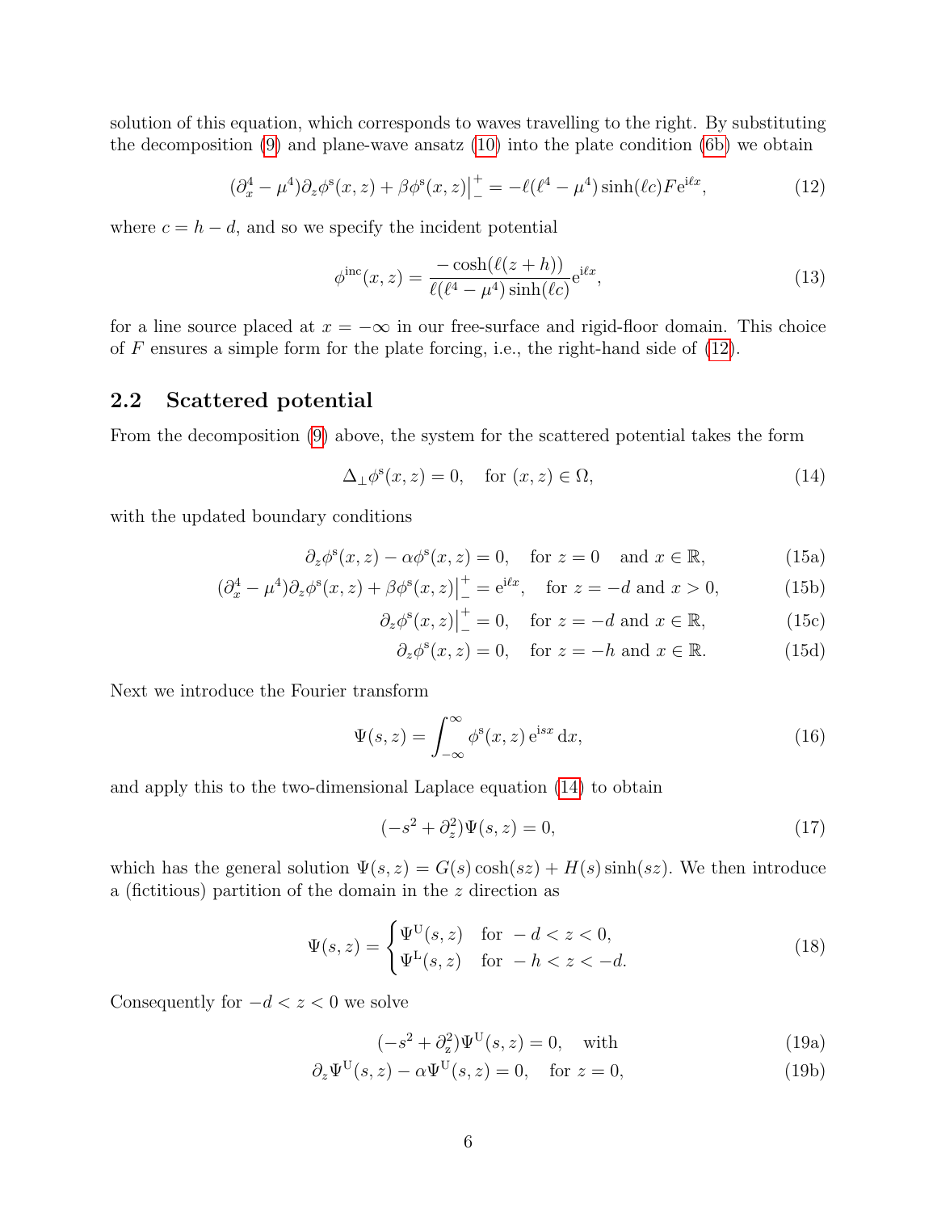solution of this equation, which corresponds to waves travelling to the right. By substituting the decomposition (9) and plane-wave ansatz (10) into the plate condition (6b) we obtain

$$(\partial_x^4 - \mu^4)\partial_z \phi^{\mathrm{s}}(x,z) + \beta\phi^{\mathrm{s}}(x,z)\big|_-^+ = -\ell(\ell^4 - \mu^4)\sinh(\ell c) F \mathrm{e}^{\mathrm{i}\ell x}, \tag{12}$$

where $c = h - d$, and so we specify the incident potential

$$\phi^{\mathrm{inc}}(x,z) = \frac{-\cosh(\ell(z+h))}{\ell(\ell^4 - \mu^4)\sinh(\ell c)}\mathrm{e}^{\mathrm{i}\ell x}, \tag{13}$$

for a line source placed at $x = -\infty$ in our free-surface and rigid-floor domain. This choice of $F$ ensures a simple form for the plate forcing, i.e., the right-hand side of (12).

## 2.2 Scattered potential

From the decomposition (9) above, the system for the scattered potential takes the form

$$\Delta_\perp \phi^{\mathrm{s}}(x,z) = 0, \quad \text{for } (x,z) \in \Omega, \tag{14}$$

with the updated boundary conditions

$$\partial_z \phi^{\mathrm{s}}(x,z) - \alpha\phi^{\mathrm{s}}(x,z) = 0, \quad \text{for } z = 0 \quad \text{and } x \in \mathbb{R}, \tag{15a}$$

$$(\partial_x^4 - \mu^4)\partial_z\phi^{\mathrm{s}}(x,z) + \beta\phi^{\mathrm{s}}(x,z)\big|_-^+ = \mathrm{e}^{\mathrm{i}\ell x}, \quad \text{for } z = -d \text{ and } x > 0, \tag{15b}$$

$$\partial_z\phi^{\mathrm{s}}(x,z)\big|_-^+ = 0, \quad \text{for } z = -d \text{ and } x \in \mathbb{R}, \tag{15c}$$

$$\partial_z\phi^{\mathrm{s}}(x,z) = 0, \quad \text{for } z = -h \text{ and } x \in \mathbb{R}. \tag{15d}$$

Next we introduce the Fourier transform

$$\Psi(s,z) = \int_{-\infty}^{\infty} \phi^{\mathrm{s}}(x,z)\,\mathrm{e}^{\mathrm{i}sx}\,\mathrm{d}x, \tag{16}$$

and apply this to the two-dimensional Laplace equation (14) to obtain

$$(-s^2 + \partial_z^2)\Psi(s,z) = 0, \tag{17}$$

which has the general solution $\Psi(s,z) = G(s)\cosh(sz) + H(s)\sinh(sz)$. We then introduce a (fictitious) partition of the domain in the $z$ direction as

$$\Psi(s,z) = \begin{cases} \Psi^{\mathrm{U}}(s,z) & \text{for } -d < z < 0, \\ \Psi^{\mathrm{L}}(s,z) & \text{for } -h < z < -d. \end{cases} \tag{18}$$

Consequently for $-d < z < 0$ we solve

$$(-s^2 + \partial_z^2)\Psi^{\mathrm{U}}(s,z) = 0, \quad \text{with} \tag{19a}$$

$$\partial_z\Psi^{\mathrm{U}}(s,z) - \alpha\Psi^{\mathrm{U}}(s,z) = 0, \quad \text{for } z = 0, \tag{19b}$$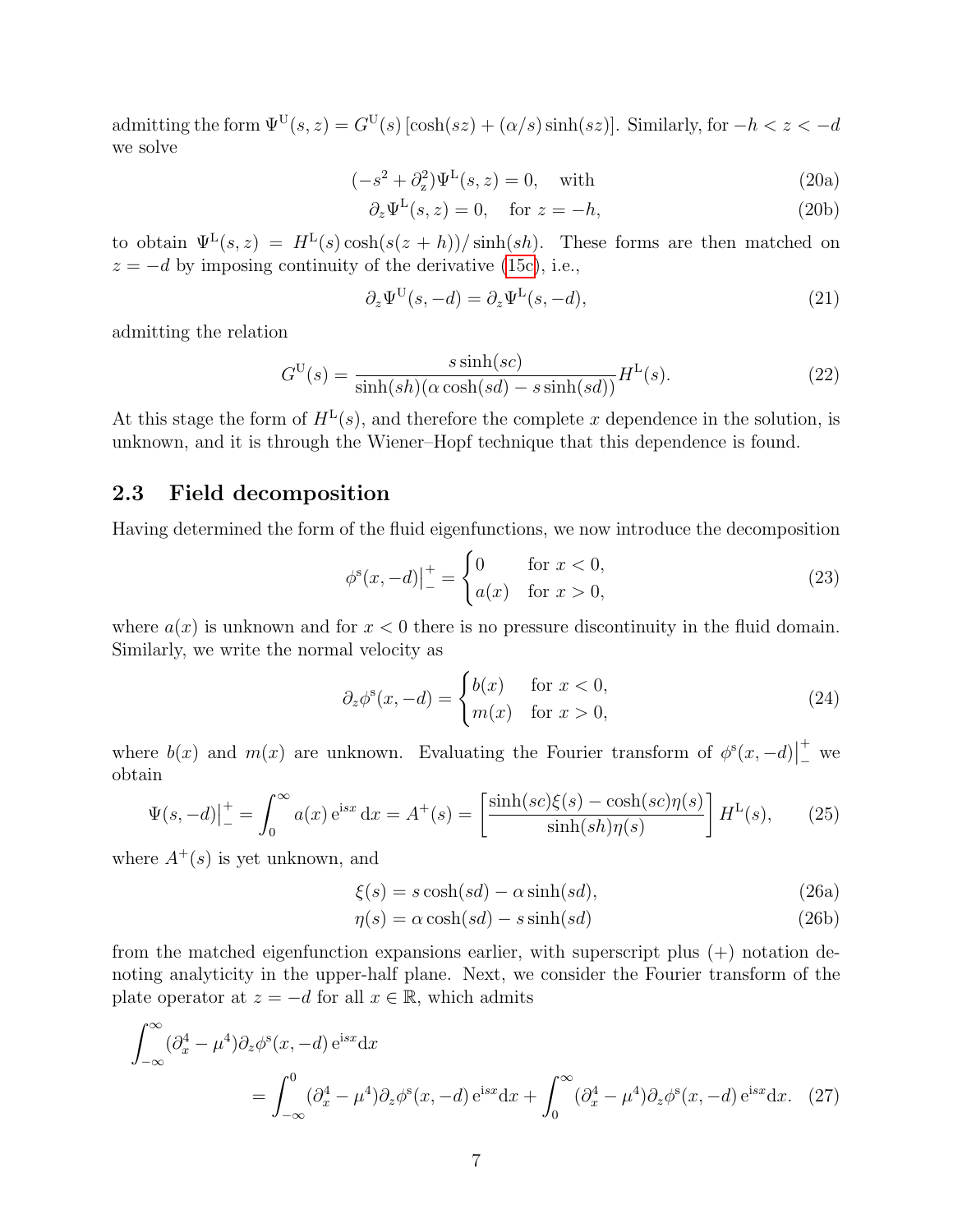admitting the form $\Psi^{\mathrm{U}}(s,z) = G^{\mathrm{U}}(s)\left[\cosh(sz) + (\alpha/s)\sinh(sz)\right]$. Similarly, for $-h < z < -d$ we solve

$$(-s^2 + \partial_z^2)\Psi^{\mathrm{L}}(s,z) = 0, \quad \text{with} \tag{20a}$$

$$\partial_z \Psi^{\mathrm{L}}(s,z) = 0, \quad \text{for } z = -h, \tag{20b}$$

to obtain $\Psi^{\mathrm{L}}(s,z) = H^{\mathrm{L}}(s)\cosh(s(z+h))/\sinh(sh)$. These forms are then matched on $z = -d$ by imposing continuity of the derivative (15c), i.e.,

$$\partial_z \Psi^{\mathrm{U}}(s,-d) = \partial_z \Psi^{\mathrm{L}}(s,-d), \tag{21}$$

admitting the relation

$$G^{\mathrm{U}}(s) = \frac{s\sinh(sc)}{\sinh(sh)(\alpha\cosh(sd) - s\sinh(sd))} H^{\mathrm{L}}(s). \tag{22}$$

At this stage the form of $H^{\mathrm{L}}(s)$, and therefore the complete $x$ dependence in the solution, is unknown, and it is through the Wiener–Hopf technique that this dependence is found.

### 2.3 Field decomposition

Having determined the form of the fluid eigenfunctions, we now introduce the decomposition

$$\phi^{\mathrm{s}}(x,-d)\big|_{-}^{+} = \begin{cases} 0 & \text{for } x < 0, \\ a(x) & \text{for } x > 0, \end{cases} \tag{23}$$

where $a(x)$ is unknown and for $x < 0$ there is no pressure discontinuity in the fluid domain. Similarly, we write the normal velocity as

$$\partial_z \phi^{\mathrm{s}}(x,-d) = \begin{cases} b(x) & \text{for } x < 0, \\ m(x) & \text{for } x > 0, \end{cases} \tag{24}$$

where $b(x)$ and $m(x)$ are unknown. Evaluating the Fourier transform of $\phi^{\mathrm{s}}(x,-d)\big|_{-}^{+}$ we obtain

$$\Psi(s,-d)\big|_{-}^{+} = \int_0^\infty a(x)\,\mathrm{e}^{\mathrm{i}sx}\,\mathrm{d}x = A^{+}(s) = \left[\frac{\sinh(sc)\xi(s) - \cosh(sc)\eta(s)}{\sinh(sh)\eta(s)}\right] H^{\mathrm{L}}(s), \tag{25}$$

where $A^{+}(s)$ is yet unknown, and

$$\xi(s) = s\cosh(sd) - \alpha\sinh(sd), \tag{26a}$$

$$\eta(s) = \alpha\cosh(sd) - s\sinh(sd) \tag{26b}$$

from the matched eigenfunction expansions earlier, with superscript plus (+) notation denoting analyticity in the upper-half plane. Next, we consider the Fourier transform of the plate operator at $z = -d$ for all $x \in \mathbb{R}$, which admits

$$\int_{-\infty}^{\infty} (\partial_x^4 - \mu^4)\partial_z \phi^{\mathrm{s}}(x,-d)\,\mathrm{e}^{\mathrm{i}sx}\mathrm{d}x$$
$$= \int_{-\infty}^{0} (\partial_x^4 - \mu^4)\partial_z \phi^{\mathrm{s}}(x,-d)\,\mathrm{e}^{\mathrm{i}sx}\mathrm{d}x + \int_{0}^{\infty} (\partial_x^4 - \mu^4)\partial_z \phi^{\mathrm{s}}(x,-d)\,\mathrm{e}^{\mathrm{i}sx}\mathrm{d}x. \tag{27}$$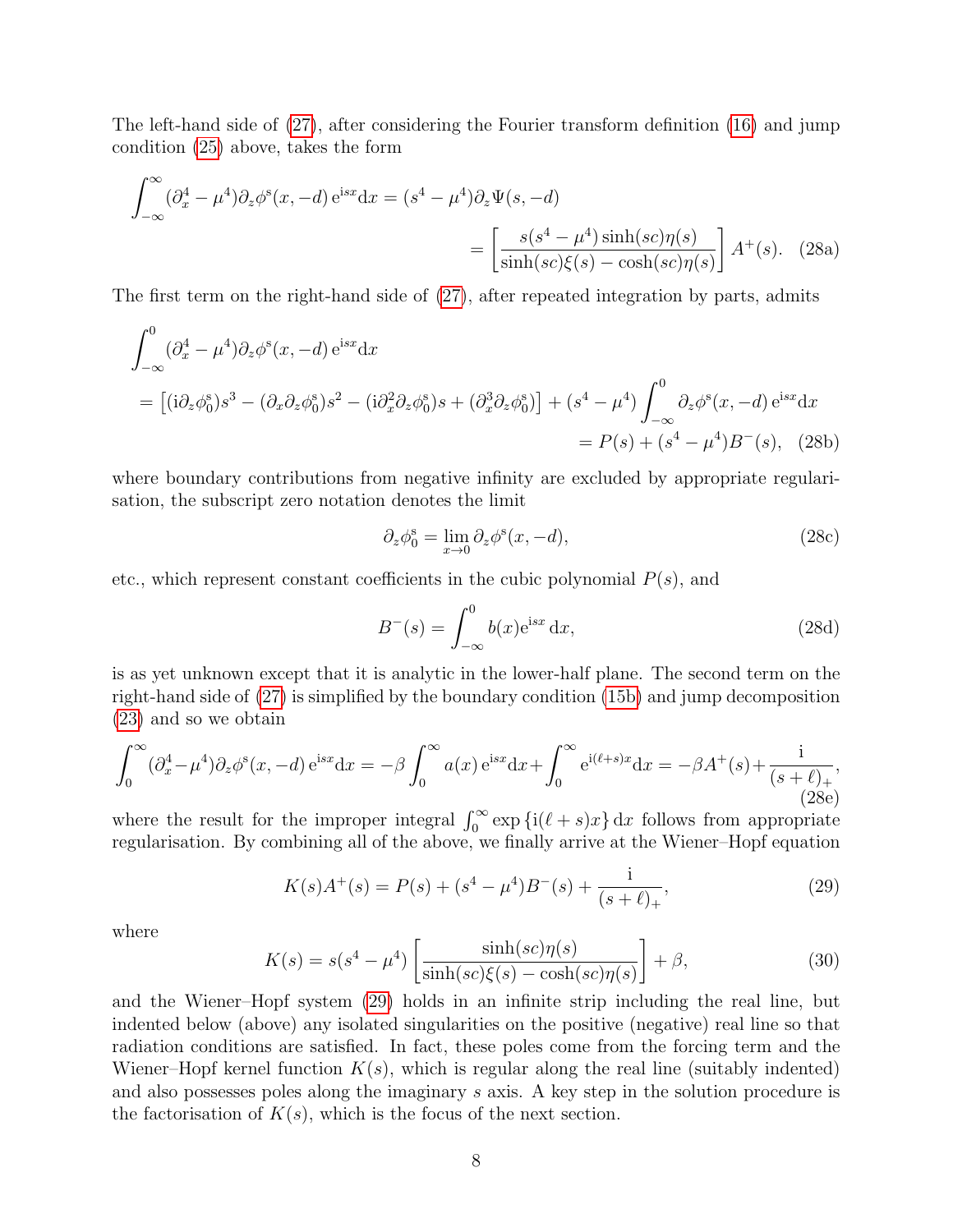The left-hand side of (27), after considering the Fourier transform definition (16) and jump condition (25) above, takes the form

$$\int_{-\infty}^{\infty} (\partial_x^4 - \mu^4)\partial_z \phi^{\mathrm{s}}(x, -d)\,\mathrm{e}^{\mathrm{i}sx}\mathrm{d}x = (s^4 - \mu^4)\partial_z \Psi(s, -d)$$
$$= \left[\frac{s(s^4 - \mu^4)\sinh(sc)\eta(s)}{\sinh(sc)\xi(s) - \cosh(sc)\eta(s)}\right] A^+(s). \quad \text{(28a)}$$

The first term on the right-hand side of (27), after repeated integration by parts, admits

$$\int_{-\infty}^{0} (\partial_x^4 - \mu^4)\partial_z \phi^{\mathrm{s}}(x, -d)\,\mathrm{e}^{\mathrm{i}sx}\mathrm{d}x$$
$$= \left[(\mathrm{i}\partial_z\phi_0^{\mathrm{s}})s^3 - (\partial_x\partial_z\phi_0^{\mathrm{s}})s^2 - (\mathrm{i}\partial_x^2\partial_z\phi_0^{\mathrm{s}})s + (\partial_x^3\partial_z\phi_0^{\mathrm{s}})\right] + (s^4 - \mu^4)\int_{-\infty}^{0} \partial_z\phi^{\mathrm{s}}(x, -d)\,\mathrm{e}^{\mathrm{i}sx}\mathrm{d}x$$
$$= P(s) + (s^4 - \mu^4)B^-(s), \quad \text{(28b)}$$

where boundary contributions from negative infinity are excluded by appropriate regularisation, the subscript zero notation denotes the limit

$$\partial_z\phi_0^{\mathrm{s}} = \lim_{x\to 0} \partial_z\phi^{\mathrm{s}}(x, -d), \tag{28c}$$

etc., which represent constant coefficients in the cubic polynomial $P(s)$, and

$$B^-(s) = \int_{-\infty}^{0} b(x)\mathrm{e}^{\mathrm{i}sx}\,\mathrm{d}x, \tag{28d}$$

is as yet unknown except that it is analytic in the lower-half plane. The second term on the right-hand side of (27) is simplified by the boundary condition (15b) and jump decomposition (23) and so we obtain

$$\int_{0}^{\infty} (\partial_x^4 - \mu^4)\partial_z \phi^{\mathrm{s}}(x, -d)\,\mathrm{e}^{\mathrm{i}sx}\mathrm{d}x = -\beta\int_0^\infty a(x)\,\mathrm{e}^{\mathrm{i}sx}\mathrm{d}x + \int_0^\infty \mathrm{e}^{\mathrm{i}(\ell+s)x}\mathrm{d}x = -\beta A^+(s) + \frac{\mathrm{i}}{(s+\ell)_+}, \tag{28e}$$

where the result for the improper integral $\int_0^\infty \exp\{\mathrm{i}(\ell+s)x\}\,\mathrm{d}x$ follows from appropriate regularisation. By combining all of the above, we finally arrive at the Wiener–Hopf equation

$$K(s)A^+(s) = P(s) + (s^4 - \mu^4)B^-(s) + \frac{\mathrm{i}}{(s+\ell)_+}, \tag{29}$$

where

$$K(s) = s(s^4 - \mu^4)\left[\frac{\sinh(sc)\eta(s)}{\sinh(sc)\xi(s) - \cosh(sc)\eta(s)}\right] + \beta, \tag{30}$$

and the Wiener–Hopf system (29) holds in an infinite strip including the real line, but indented below (above) any isolated singularities on the positive (negative) real line so that radiation conditions are satisfied. In fact, these poles come from the forcing term and the Wiener–Hopf kernel function $K(s)$, which is regular along the real line (suitably indented) and also possesses poles along the imaginary $s$ axis. A key step in the solution procedure is the factorisation of $K(s)$, which is the focus of the next section.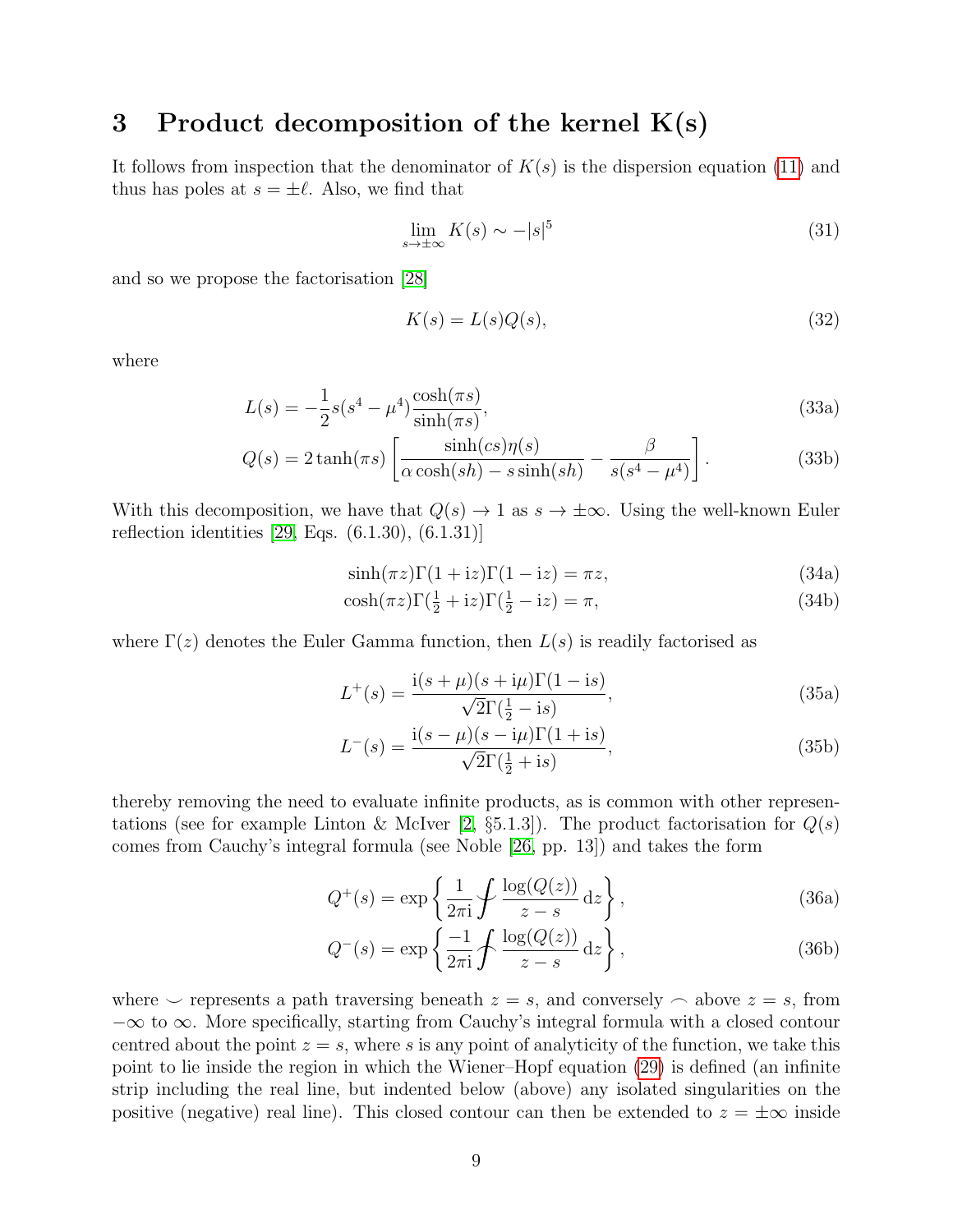## 3 Product decomposition of the kernel K(s)

It follows from inspection that the denominator of $K(s)$ is the dispersion equation (11) and thus has poles at $s = \pm\ell$. Also, we find that

$$\lim_{s\to\pm\infty} K(s) \sim -|s|^5 \tag{31}$$

and so we propose the factorisation [28]

$$K(s) = L(s)Q(s), \tag{32}$$

where

$$L(s) = -\frac{1}{2}s(s^4-\mu^4)\frac{\cosh(\pi s)}{\sinh(\pi s)}, \tag{33a}$$

$$Q(s) = 2\tanh(\pi s)\left[\frac{\sinh(cs)\eta(s)}{\alpha\cosh(sh) - s\sinh(sh)} - \frac{\beta}{s(s^4-\mu^4)}\right]. \tag{33b}$$

With this decomposition, we have that $Q(s) \to 1$ as $s \to \pm\infty$. Using the well-known Euler reflection identities [29, Eqs. (6.1.30), (6.1.31)]

$$\sinh(\pi z)\Gamma(1+\mathrm{i}z)\Gamma(1-\mathrm{i}z) = \pi z, \tag{34a}$$

$$\cosh(\pi z)\Gamma(\tfrac{1}{2}+\mathrm{i}z)\Gamma(\tfrac{1}{2}-\mathrm{i}z) = \pi, \tag{34b}$$

where $\Gamma(z)$ denotes the Euler Gamma function, then $L(s)$ is readily factorised as

$$L^+(s) = \frac{\mathrm{i}(s+\mu)(s+\mathrm{i}\mu)\Gamma(1-\mathrm{i}s)}{\sqrt{2}\Gamma(\frac{1}{2}-\mathrm{i}s)}, \tag{35a}$$

$$L^-(s) = \frac{\mathrm{i}(s-\mu)(s-\mathrm{i}\mu)\Gamma(1+\mathrm{i}s)}{\sqrt{2}\Gamma(\frac{1}{2}+\mathrm{i}s)}, \tag{35b}$$

thereby removing the need to evaluate infinite products, as is common with other representations (see for example Linton & McIver [2, §5.1.3]). The product factorisation for $Q(s)$ comes from Cauchy's integral formula (see Noble [26, pp. 13]) and takes the form

$$Q^+(s) = \exp\left\{\frac{1}{2\pi\mathrm{i}}\int_{\smile}\frac{\log(Q(z))}{z-s}\,\mathrm{d}z\right\}, \tag{36a}$$

$$Q^-(s) = \exp\left\{\frac{-1}{2\pi\mathrm{i}}\int_{\frown}\frac{\log(Q(z))}{z-s}\,\mathrm{d}z\right\}, \tag{36b}$$

where $\smile$ represents a path traversing beneath $z = s$, and conversely $\frown$ above $z = s$, from $-\infty$ to $\infty$. More specifically, starting from Cauchy's integral formula with a closed contour centred about the point $z = s$, where $s$ is any point of analyticity of the function, we take this point to lie inside the region in which the Wiener–Hopf equation (29) is defined (an infinite strip including the real line, but indented below (above) any isolated singularities on the positive (negative) real line). This closed contour can then be extended to $z = \pm\infty$ inside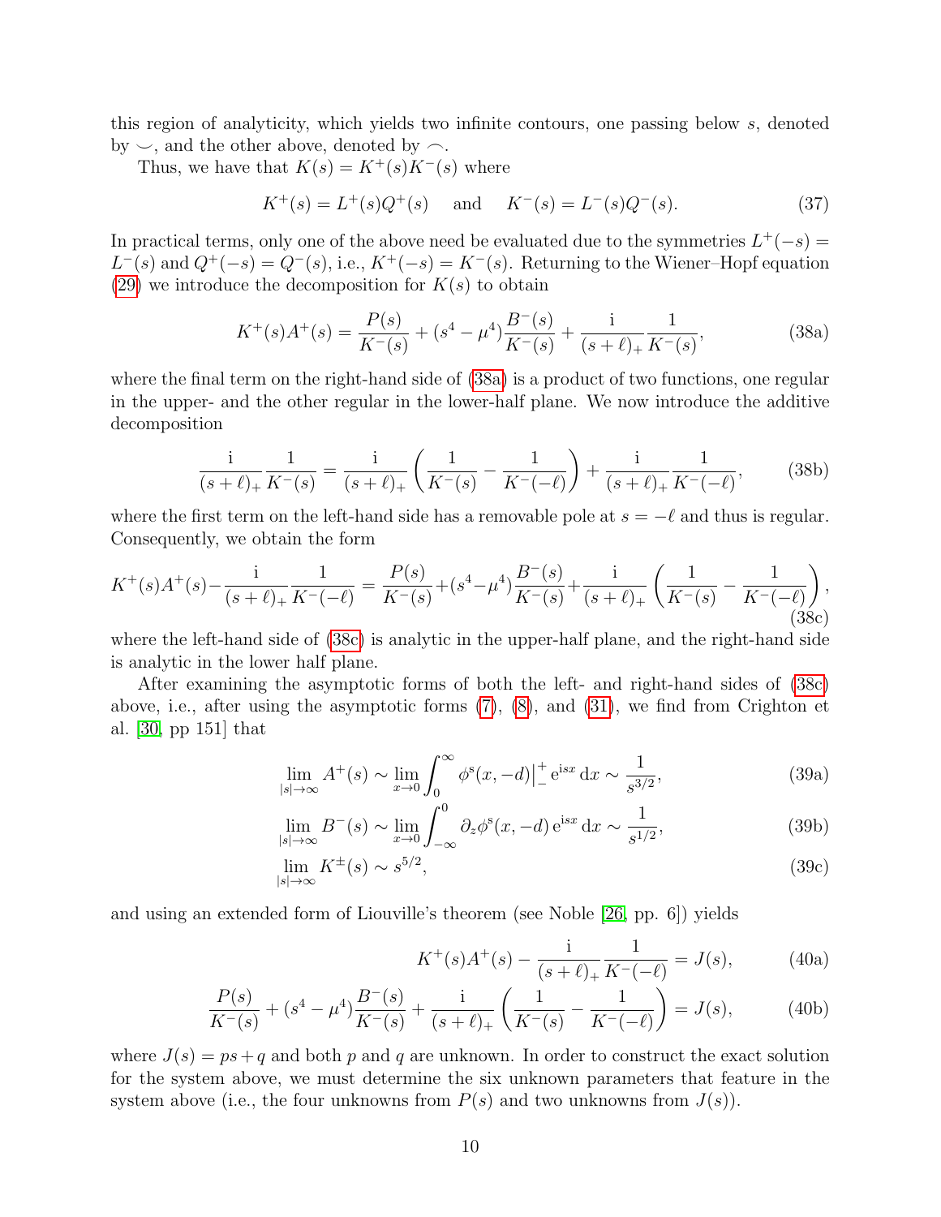this region of analyticity, which yields two infinite contours, one passing below $s$, denoted by $\smile$, and the other above, denoted by $\frown$.

Thus, we have that $K(s) = K^+(s)K^-(s)$ where

$$K^+(s) = L^+(s)Q^+(s) \quad \text{and} \quad K^-(s) = L^-(s)Q^-(s). \tag{37}$$

In practical terms, only one of the above need be evaluated due to the symmetries $L^+(-s) = L^-(s)$ and $Q^+(-s) = Q^-(s)$, i.e., $K^+(-s) = K^-(s)$. Returning to the Wiener–Hopf equation (29) we introduce the decomposition for $K(s)$ to obtain

$$K^+(s)A^+(s) = \frac{P(s)}{K^-(s)} + (s^4 - \mu^4)\frac{B^-(s)}{K^-(s)} + \frac{\mathrm{i}}{(s+\ell)_+}\frac{1}{K^-(s)}, \tag{38a}$$

where the final term on the right-hand side of (38a) is a product of two functions, one regular in the upper- and the other regular in the lower-half plane. We now introduce the additive decomposition

$$\frac{\mathrm{i}}{(s+\ell)_+}\frac{1}{K^-(s)} = \frac{\mathrm{i}}{(s+\ell)_+}\left(\frac{1}{K^-(s)} - \frac{1}{K^-(-\ell)}\right) + \frac{\mathrm{i}}{(s+\ell)_+}\frac{1}{K^-(-\ell)}, \tag{38b}$$

where the first term on the left-hand side has a removable pole at $s = -\ell$ and thus is regular. Consequently, we obtain the form

$$K^+(s)A^+(s) - \frac{\mathrm{i}}{(s+\ell)_+}\frac{1}{K^-(-\ell)} = \frac{P(s)}{K^-(s)} + (s^4 - \mu^4)\frac{B^-(s)}{K^-(s)} + \frac{\mathrm{i}}{(s+\ell)_+}\left(\frac{1}{K^-(s)} - \frac{1}{K^-(-\ell)}\right), \tag{38c}$$

where the left-hand side of (38c) is analytic in the upper-half plane, and the right-hand side is analytic in the lower half plane.

After examining the asymptotic forms of both the left- and right-hand sides of (38c) above, i.e., after using the asymptotic forms (7), (8), and (31), we find from Crighton et al. [30, pp 151] that

$$\lim_{|s|\to\infty} A^+(s) \sim \lim_{x\to 0}\int_0^\infty \phi^{\mathrm{s}}(x,-d)\big|_-^+ \mathrm{e}^{\mathrm{i}sx}\,\mathrm{d}x \sim \frac{1}{s^{3/2}}, \tag{39a}$$

$$\lim_{|s|\to\infty} B^-(s) \sim \lim_{x\to 0}\int_{-\infty}^0 \partial_z\phi^{\mathrm{s}}(x,-d)\,\mathrm{e}^{\mathrm{i}sx}\,\mathrm{d}x \sim \frac{1}{s^{1/2}}, \tag{39b}$$

$$\lim_{|s|\to\infty} K^\pm(s) \sim s^{5/2}, \tag{39c}$$

and using an extended form of Liouville's theorem (see Noble [26, pp. 6]) yields

$$K^+(s)A^+(s) - \frac{\mathrm{i}}{(s+\ell)_+}\frac{1}{K^-(-\ell)} = J(s), \tag{40a}$$

$$\frac{P(s)}{K^-(s)} + (s^4 - \mu^4)\frac{B^-(s)}{K^-(s)} + \frac{\mathrm{i}}{(s+\ell)_+}\left(\frac{1}{K^-(s)} - \frac{1}{K^-(-\ell)}\right) = J(s), \tag{40b}$$

where $J(s) = ps + q$ and both $p$ and $q$ are unknown. In order to construct the exact solution for the system above, we must determine the six unknown parameters that feature in the system above (i.e., the four unknowns from $P(s)$ and two unknowns from $J(s)$).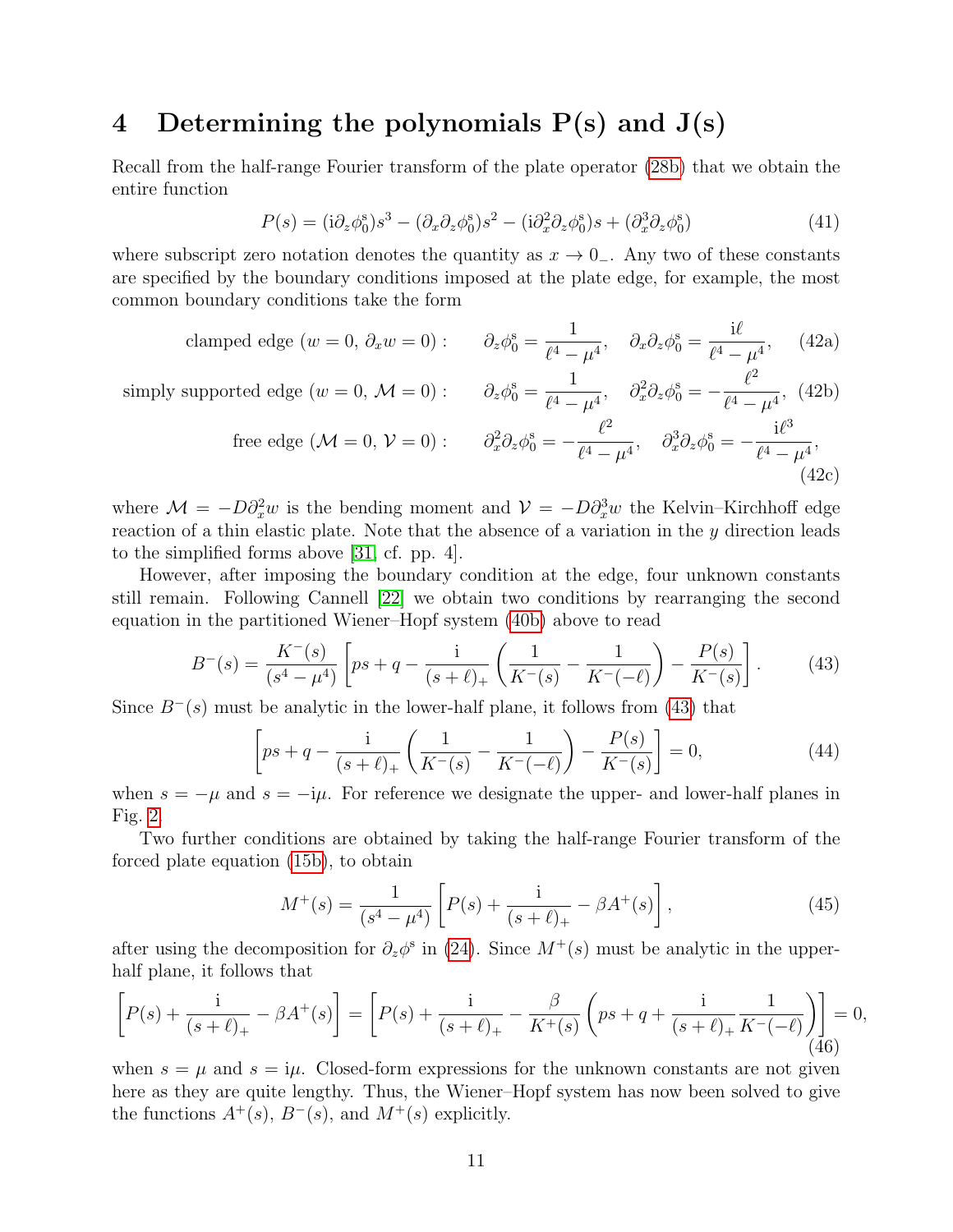# 4 Determining the polynomials P(s) and J(s)

Recall from the half-range Fourier transform of the plate operator (28b) that we obtain the entire function

$$P(s) = (\mathrm{i}\partial_z\phi_0^{\mathrm{s}})s^3 - (\partial_x\partial_z\phi_0^{\mathrm{s}})s^2 - (\mathrm{i}\partial_x^2\partial_z\phi_0^{\mathrm{s}})s + (\partial_x^3\partial_z\phi_0^{\mathrm{s}}) \tag{41}$$

where subscript zero notation denotes the quantity as $x \to 0_-$. Any two of these constants are specified by the boundary conditions imposed at the plate edge, for example, the most common boundary conditions take the form

$$\text{clamped edge } (w = 0,\ \partial_x w = 0): \qquad \partial_z\phi_0^{\mathrm{s}} = \frac{1}{\ell^4 - \mu^4}, \quad \partial_x\partial_z\phi_0^{\mathrm{s}} = \frac{\mathrm{i}\ell}{\ell^4 - \mu^4}, \tag{42a}$$

$$\text{simply supported edge } (w = 0,\ \mathcal{M} = 0): \qquad \partial_z\phi_0^{\mathrm{s}} = \frac{1}{\ell^4 - \mu^4}, \quad \partial_x^2\partial_z\phi_0^{\mathrm{s}} = -\frac{\ell^2}{\ell^4 - \mu^4}, \tag{42b}$$

$$\text{free edge } (\mathcal{M} = 0,\ \mathcal{V} = 0): \qquad \partial_x^2\partial_z\phi_0^{\mathrm{s}} = -\frac{\ell^2}{\ell^4 - \mu^4}, \quad \partial_x^3\partial_z\phi_0^{\mathrm{s}} = -\frac{\mathrm{i}\ell^3}{\ell^4 - \mu^4}, \tag{42c}$$

where $\mathcal{M} = -D\partial_x^2 w$ is the bending moment and $\mathcal{V} = -D\partial_x^3 w$ the Kelvin–Kirchhoff edge reaction of a thin elastic plate. Note that the absence of a variation in the $y$ direction leads to the simplified forms above [31, cf. pp. 4].

However, after imposing the boundary condition at the edge, four unknown constants still remain. Following Cannell [22] we obtain two conditions by rearranging the second equation in the partitioned Wiener–Hopf system (40b) above to read

$$B^-(s) = \frac{K^-(s)}{(s^4 - \mu^4)}\left[ps + q - \frac{\mathrm{i}}{(s+\ell)_+}\left(\frac{1}{K^-(s)} - \frac{1}{K^-(-\ell)}\right) - \frac{P(s)}{K^-(s)}\right]. \tag{43}$$

Since $B^-(s)$ must be analytic in the lower-half plane, it follows from (43) that

$$\left[ps + q - \frac{\mathrm{i}}{(s+\ell)_+}\left(\frac{1}{K^-(s)} - \frac{1}{K^-(-\ell)}\right) - \frac{P(s)}{K^-(s)}\right] = 0, \tag{44}$$

when $s = -\mu$ and $s = -\mathrm{i}\mu$. For reference we designate the upper- and lower-half planes in Fig. 2.

Two further conditions are obtained by taking the half-range Fourier transform of the forced plate equation (15b), to obtain

$$M^+(s) = \frac{1}{(s^4 - \mu^4)}\left[P(s) + \frac{\mathrm{i}}{(s+\ell)_+} - \beta A^+(s)\right], \tag{45}$$

after using the decomposition for $\partial_z\phi^{\mathrm{s}}$ in (24). Since $M^+(s)$ must be analytic in the upper-half plane, it follows that

$$\left[P(s) + \frac{\mathrm{i}}{(s+\ell)_+} - \beta A^+(s)\right] = \left[P(s) + \frac{\mathrm{i}}{(s+\ell)_+} - \frac{\beta}{K^+(s)}\left(ps + q + \frac{\mathrm{i}}{(s+\ell)_+}\frac{1}{K^-(-\ell)}\right)\right] = 0, \tag{46}$$

when $s = \mu$ and $s = \mathrm{i}\mu$. Closed-form expressions for the unknown constants are not given here as they are quite lengthy. Thus, the Wiener–Hopf system has now been solved to give the functions $A^+(s)$, $B^-(s)$, and $M^+(s)$ explicitly.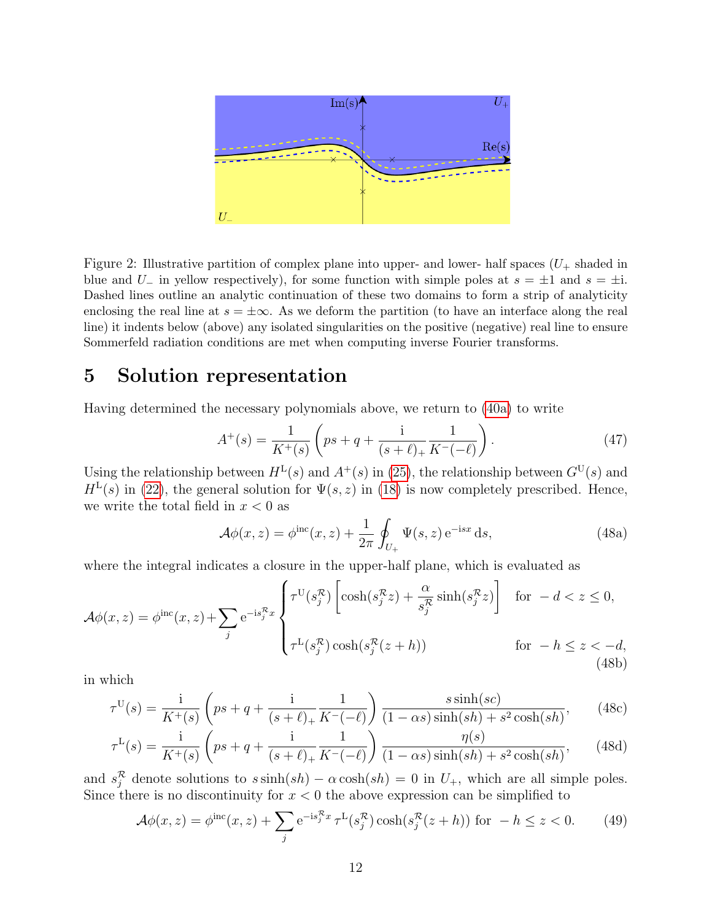Figure 2: Illustrative partition of complex plane into upper- and lower- half spaces ($U_+$ shaded in blue and $U_-$ in yellow respectively), for some function with simple poles at $s = \pm 1$ and $s = \pm \mathrm{i}$. Dashed lines outline an analytic continuation of these two domains to form a strip of analyticity enclosing the real line at $s = \pm\infty$. As we deform the partition (to have an interface along the real line) it indents below (above) any isolated singularities on the positive (negative) real line to ensure Sommerfeld radiation conditions are met when computing inverse Fourier transforms.

# 5 Solution representation

Having determined the necessary polynomials above, we return to (40a) to write

$$A^+(s) = \frac{1}{K^+(s)}\left(ps + q + \frac{\mathrm{i}}{(s+\ell)_+}\frac{1}{K^-(-\ell)}\right). \tag{47}$$

Using the relationship between $H^{\mathrm{L}}(s)$ and $A^+(s)$ in (25), the relationship between $G^{\mathrm{U}}(s)$ and $H^{\mathrm{L}}(s)$ in (22), the general solution for $\Psi(s,z)$ in (18) is now completely prescribed. Hence, we write the total field in $x<0$ as

$$\mathcal{A}\phi(x,z) = \phi^{\mathrm{inc}}(x,z) + \frac{1}{2\pi}\oint_{U_+}\Psi(s,z)\,\mathrm{e}^{-\mathrm{i}sx}\,\mathrm{d}s, \tag{48a}$$

where the integral indicates a closure in the upper-half plane, which is evaluated as

$$\mathcal{A}\phi(x,z) = \phi^{\mathrm{inc}}(x,z) + \sum_j \mathrm{e}^{-\mathrm{i}s_j^{\mathcal{R}}x}\begin{cases}\tau^{\mathrm{U}}(s_j^{\mathcal{R}})\left[\cosh(s_j^{\mathcal{R}}z) + \dfrac{\alpha}{s_j^{\mathcal{R}}}\sinh(s_j^{\mathcal{R}}z)\right] & \text{for } -d<z\leq 0,\\[2ex] \tau^{\mathrm{L}}(s_j^{\mathcal{R}})\cosh(s_j^{\mathcal{R}}(z+h)) & \text{for } -h\leq z<-d,\end{cases} \tag{48b}$$

in which

$$\tau^{\mathrm{U}}(s) = \frac{\mathrm{i}}{K^+(s)}\left(ps+q+\frac{\mathrm{i}}{(s+\ell)_+}\frac{1}{K^-(-\ell)}\right)\frac{s\sinh(sc)}{(1-\alpha s)\sinh(sh)+s^2\cosh(sh)}, \tag{48c}$$

$$\tau^{\mathrm{L}}(s) = \frac{\mathrm{i}}{K^+(s)}\left(ps+q+\frac{\mathrm{i}}{(s+\ell)_+}\frac{1}{K^-(-\ell)}\right)\frac{\eta(s)}{(1-\alpha s)\sinh(sh)+s^2\cosh(sh)}, \tag{48d}$$

and $s_j^{\mathcal{R}}$ denote solutions to $s\sinh(sh) - \alpha\cosh(sh) = 0$ in $U_+$, which are all simple poles. Since there is no discontinuity for $x<0$ the above expression can be simplified to

$$\mathcal{A}\phi(x,z) = \phi^{\mathrm{inc}}(x,z) + \sum_j \mathrm{e}^{-\mathrm{i}s_j^{\mathcal{R}}x}\,\tau^{\mathrm{L}}(s_j^{\mathcal{R}})\cosh(s_j^{\mathcal{R}}(z+h)) \text{ for } -h\leq z<0. \tag{49}$$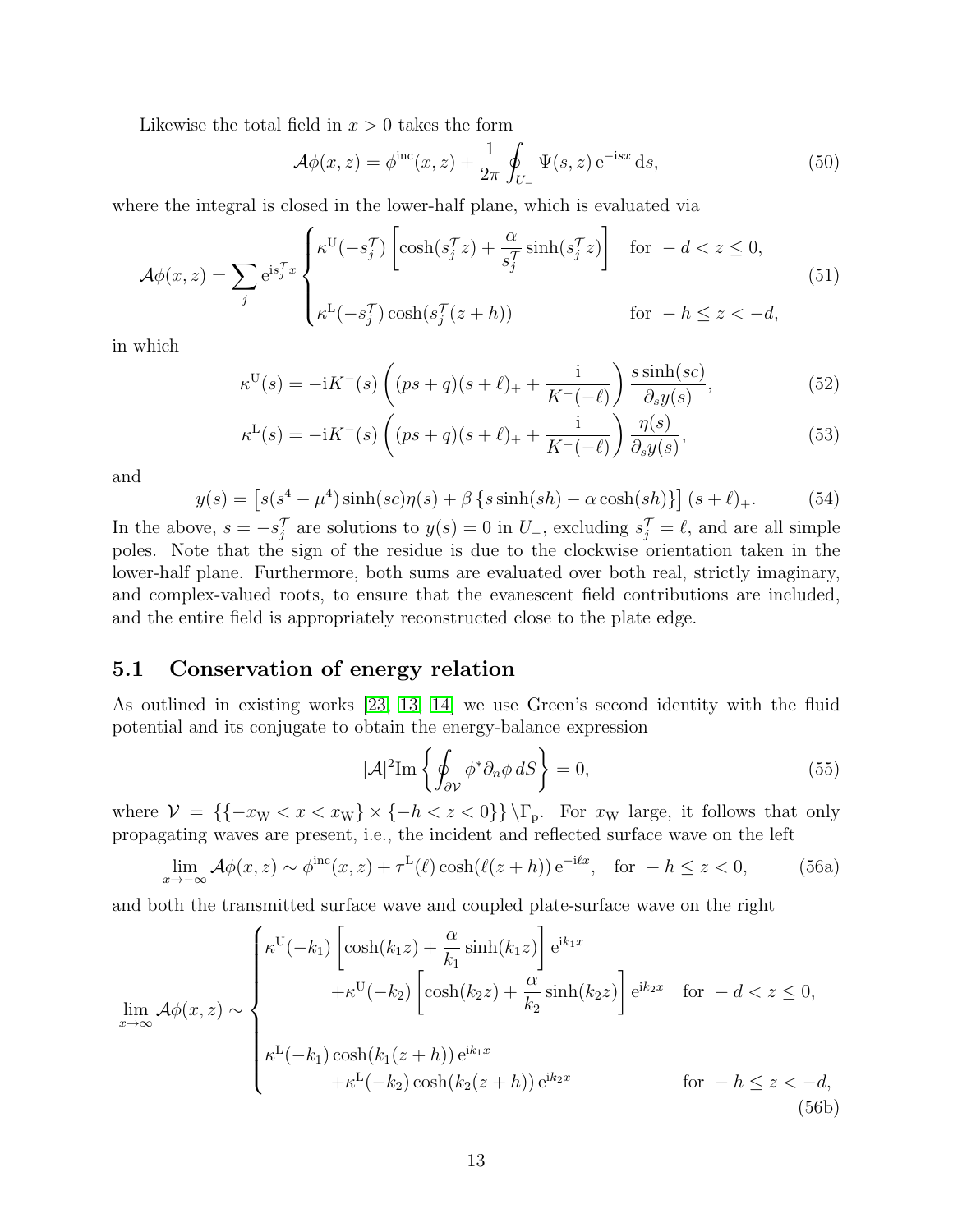Likewise the total field in $x > 0$ takes the form

$$\mathcal{A}\phi(x,z) = \phi^{\mathrm{inc}}(x,z) + \frac{1}{2\pi}\oint_{U_-} \Psi(s,z)\,\mathrm{e}^{-\mathrm{i}sx}\,\mathrm{d}s, \tag{50}$$

where the integral is closed in the lower-half plane, which is evaluated via

$$\mathcal{A}\phi(x,z) = \sum_j \mathrm{e}^{\mathrm{i}s_j^{\mathcal{T}}x} \begin{cases} \kappa^{\mathrm{U}}(-s_j^{\mathcal{T}})\left[\cosh(s_j^{\mathcal{T}}z) + \dfrac{\alpha}{s_j^{\mathcal{T}}}\sinh(s_j^{\mathcal{T}}z)\right] & \text{for } -d < z \leq 0, \\[2ex] \kappa^{\mathrm{L}}(-s_j^{\mathcal{T}})\cosh(s_j^{\mathcal{T}}(z+h)) & \text{for } -h \leq z < -d, \end{cases} \tag{51}$$

in which

$$\kappa^{\mathrm{U}}(s) = -\mathrm{i}K^{-}(s)\left((ps+q)(s+\ell)_+ + \frac{\mathrm{i}}{K^{-}(-\ell)}\right)\frac{s\sinh(sc)}{\partial_s y(s)}, \tag{52}$$

$$\kappa^{\mathrm{L}}(s) = -\mathrm{i}K^{-}(s)\left((ps+q)(s+\ell)_+ + \frac{\mathrm{i}}{K^{-}(-\ell)}\right)\frac{\eta(s)}{\partial_s y(s)}, \tag{53}$$

and

$$y(s) = \left[s(s^4-\mu^4)\sinh(sc)\eta(s) + \beta\left\{s\sinh(sh) - \alpha\cosh(sh)\right\}\right](s+\ell)_+. \tag{54}$$

In the above, $s = -s_j^{\mathcal{T}}$ are solutions to $y(s) = 0$ in $U_-$, excluding $s_j^{\mathcal{T}} = \ell$, and are all simple poles. Note that the sign of the residue is due to the clockwise orientation taken in the lower-half plane. Furthermore, both sums are evaluated over both real, strictly imaginary, and complex-valued roots, to ensure that the evanescent field contributions are included, and the entire field is appropriately reconstructed close to the plate edge.

## 5.1 Conservation of energy relation

As outlined in existing works [23, 13, 14] we use Green's second identity with the fluid potential and its conjugate to obtain the energy-balance expression

$$|\mathcal{A}|^2\mathrm{Im}\left\{\oint_{\partial\mathcal{V}} \phi^*\partial_n\phi\,dS\right\} = 0, \tag{55}$$

where $\mathcal{V} = \{\{-x_{\mathrm{W}} < x < x_{\mathrm{W}}\} \times \{-h < z < 0\}\} \setminus \Gamma_{\mathrm{p}}$. For $x_{\mathrm{W}}$ large, it follows that only propagating waves are present, i.e., the incident and reflected surface wave on the left

$$\lim_{x\to-\infty}\mathcal{A}\phi(x,z) \sim \phi^{\mathrm{inc}}(x,z) + \tau^{\mathrm{L}}(\ell)\cosh(\ell(z+h))\,\mathrm{e}^{-\mathrm{i}\ell x}, \quad \text{for } -h \leq z < 0, \tag{56a}$$

and both the transmitted surface wave and coupled plate-surface wave on the right

$$\lim_{x\to\infty}\mathcal{A}\phi(x,z) \sim \begin{cases} \kappa^{\mathrm{U}}(-k_1)\left[\cosh(k_1 z) + \dfrac{\alpha}{k_1}\sinh(k_1 z)\right]\mathrm{e}^{\mathrm{i}k_1 x} \\ \qquad + \kappa^{\mathrm{U}}(-k_2)\left[\cosh(k_2 z) + \dfrac{\alpha}{k_2}\sinh(k_2 z)\right]\mathrm{e}^{\mathrm{i}k_2 x} & \text{for } -d < z \leq 0, \\[2ex] \kappa^{\mathrm{L}}(-k_1)\cosh(k_1(z+h))\,\mathrm{e}^{\mathrm{i}k_1 x} \\ \qquad + \kappa^{\mathrm{L}}(-k_2)\cosh(k_2(z+h))\,\mathrm{e}^{\mathrm{i}k_2 x} & \text{for } -h \leq z < -d, \end{cases} \tag{56b}$$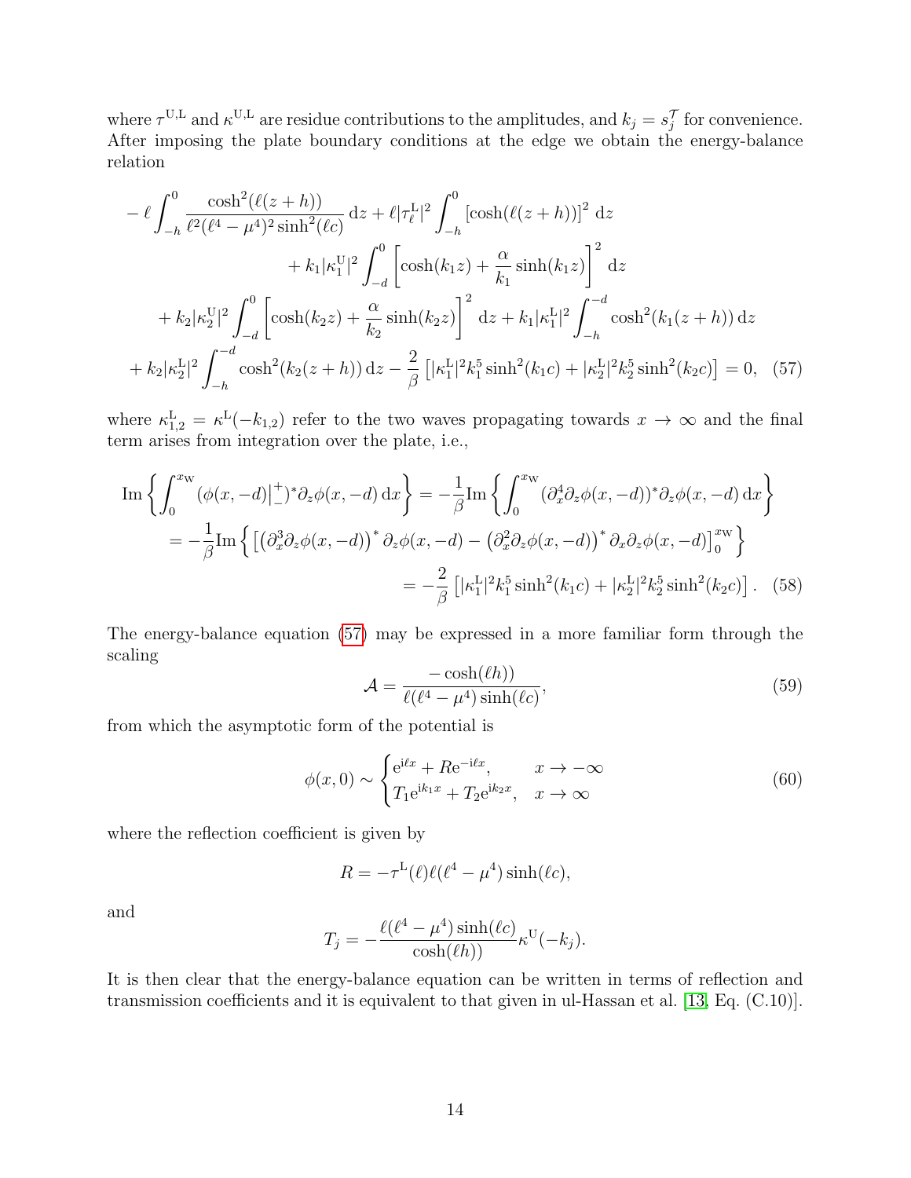where $\tau^{\mathrm{U,L}}$ and $\kappa^{\mathrm{U,L}}$ are residue contributions to the amplitudes, and $k_j = s_j^{\mathcal{T}}$ for convenience. After imposing the plate boundary conditions at the edge we obtain the energy-balance relation

$$
\begin{aligned}
&-\ell \int_{-h}^{0} \frac{\cosh^2(\ell(z+h))}{\ell^2(\ell^4-\mu^4)^2\sinh^2(\ell c)}\,\mathrm{d}z + \ell|\tau_\ell^{\mathrm{L}}|^2 \int_{-h}^{0} \left[\cosh(\ell(z+h))\right]^2\,\mathrm{d}z \\
&\qquad + k_1|\kappa_1^{\mathrm{U}}|^2 \int_{-d}^{0} \left[\cosh(k_1 z) + \frac{\alpha}{k_1}\sinh(k_1 z)\right]^2\,\mathrm{d}z \\
&+ k_2|\kappa_2^{\mathrm{U}}|^2 \int_{-d}^{0} \left[\cosh(k_2 z) + \frac{\alpha}{k_2}\sinh(k_2 z)\right]^2\,\mathrm{d}z + k_1|\kappa_1^{\mathrm{L}}|^2 \int_{-h}^{-d} \cosh^2(k_1(z+h))\,\mathrm{d}z \\
&+ k_2|\kappa_2^{\mathrm{L}}|^2 \int_{-h}^{-d} \cosh^2(k_2(z+h))\,\mathrm{d}z - \frac{2}{\beta}\left[|\kappa_1^{\mathrm{L}}|^2 k_1^5 \sinh^2(k_1 c) + |\kappa_2^{\mathrm{L}}|^2 k_2^5 \sinh^2(k_2 c)\right] = 0, \quad (57)
\end{aligned}
$$

where $\kappa_{1,2}^{\mathrm{L}} = \kappa^{\mathrm{L}}(-k_{1,2})$ refer to the two waves propagating towards $x \to \infty$ and the final term arises from integration over the plate, i.e.,

$$
\begin{aligned}
\mathrm{Im}\left\{\int_0^{x_{\mathrm{W}}} (\phi(x,-d)\big|_-^+)^* \partial_z\phi(x,-d)\,\mathrm{d}x\right\} &= -\frac{1}{\beta}\mathrm{Im}\left\{\int_0^{x_{\mathrm{W}}} (\partial_x^4\partial_z\phi(x,-d))^*\partial_z\phi(x,-d)\,\mathrm{d}x\right\} \\
= -\frac{1}{\beta}\mathrm{Im}\Big\{\big[\left(\partial_x^3\partial_z\phi(x,-d)\right)^*\partial_z\phi(x,-d) &- \left(\partial_x^2\partial_z\phi(x,-d)\right)^*\partial_x\partial_z\phi(x,-d)\big]_0^{x_{\mathrm{W}}}\Big\} \\
&= -\frac{2}{\beta}\left[|\kappa_1^{\mathrm{L}}|^2 k_1^5\sinh^2(k_1 c) + |\kappa_2^{\mathrm{L}}|^2 k_2^5 \sinh^2(k_2 c)\right]. \quad (58)
\end{aligned}
$$

The energy-balance equation (57) may be expressed in a more familiar form through the scaling

$$
\mathcal{A} = \frac{-\cosh(\ell h))}{\ell(\ell^4-\mu^4)\sinh(\ell c)}, \quad (59)
$$

from which the asymptotic form of the potential is

$$
\phi(x,0) \sim \begin{cases} \mathrm{e}^{\mathrm{i}\ell x} + R\mathrm{e}^{-\mathrm{i}\ell x}, & x \to -\infty \\ T_1\mathrm{e}^{\mathrm{i}k_1 x} + T_2\mathrm{e}^{\mathrm{i}k_2 x}, & x \to \infty \end{cases} \quad (60)
$$

where the reflection coefficient is given by

$$
R = -\tau^{\mathrm{L}}(\ell)\ell(\ell^4-\mu^4)\sinh(\ell c),
$$

and

$$
T_j = -\frac{\ell(\ell^4-\mu^4)\sinh(\ell c)}{\cosh(\ell h))}\kappa^{\mathrm{U}}(-k_j).
$$

It is then clear that the energy-balance equation can be written in terms of reflection and transmission coefficients and it is equivalent to that given in ul-Hassan et al. [13, Eq. (C.10)].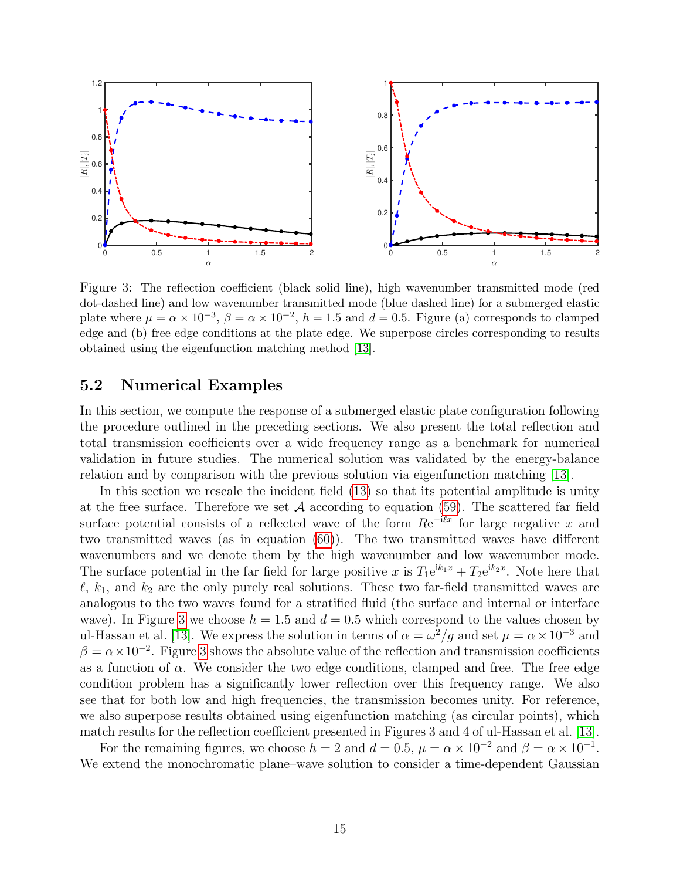Figure 3: The reflection coefficient (black solid line), high wavenumber transmitted mode (red dot-dashed line) and low wavenumber transmitted mode (blue dashed line) for a submerged elastic plate where $\mu = \alpha \times 10^{-3}$, $\beta = \alpha \times 10^{-2}$, $h = 1.5$ and $d = 0.5$. Figure (a) corresponds to clamped edge and (b) free edge conditions at the plate edge. We superpose circles corresponding to results obtained using the eigenfunction matching method [13].

## 5.2 Numerical Examples

In this section, we compute the response of a submerged elastic plate configuration following the procedure outlined in the preceding sections. We also present the total reflection and total transmission coefficients over a wide frequency range as a benchmark for numerical validation in future studies. The numerical solution was validated by the energy-balance relation and by comparison with the previous solution via eigenfunction matching [13].

In this section we rescale the incident field (13) so that its potential amplitude is unity at the free surface. Therefore we set $\mathcal{A}$ according to equation (59). The scattered far field surface potential consists of a reflected wave of the form $Re^{-i\ell x}$ for large negative $x$ and two transmitted waves (as in equation (60)). The two transmitted waves have different wavenumbers and we denote them by the high wavenumber and low wavenumber mode. The surface potential in the far field for large positive $x$ is $T_1 e^{ik_1 x} + T_2 e^{ik_2 x}$. Note here that $\ell$, $k_1$, and $k_2$ are the only purely real solutions. These two far-field transmitted waves are analogous to the two waves found for a stratified fluid (the surface and internal or interface wave). In Figure 3 we choose $h = 1.5$ and $d = 0.5$ which correspond to the values chosen by ul-Hassan et al. [13]. We express the solution in terms of $\alpha = \omega^2/g$ and set $\mu = \alpha \times 10^{-3}$ and $\beta = \alpha \times 10^{-2}$. Figure 3 shows the absolute value of the reflection and transmission coefficients as a function of $\alpha$. We consider the two edge conditions, clamped and free. The free edge condition problem has a significantly lower reflection over this frequency range. We also see that for both low and high frequencies, the transmission becomes unity. For reference, we also superpose results obtained using eigenfunction matching (as circular points), which match results for the reflection coefficient presented in Figures 3 and 4 of ul-Hassan et al. [13].

For the remaining figures, we choose $h = 2$ and $d = 0.5$, $\mu = \alpha \times 10^{-2}$ and $\beta = \alpha \times 10^{-1}$. We extend the monochromatic plane–wave solution to consider a time-dependent Gaussian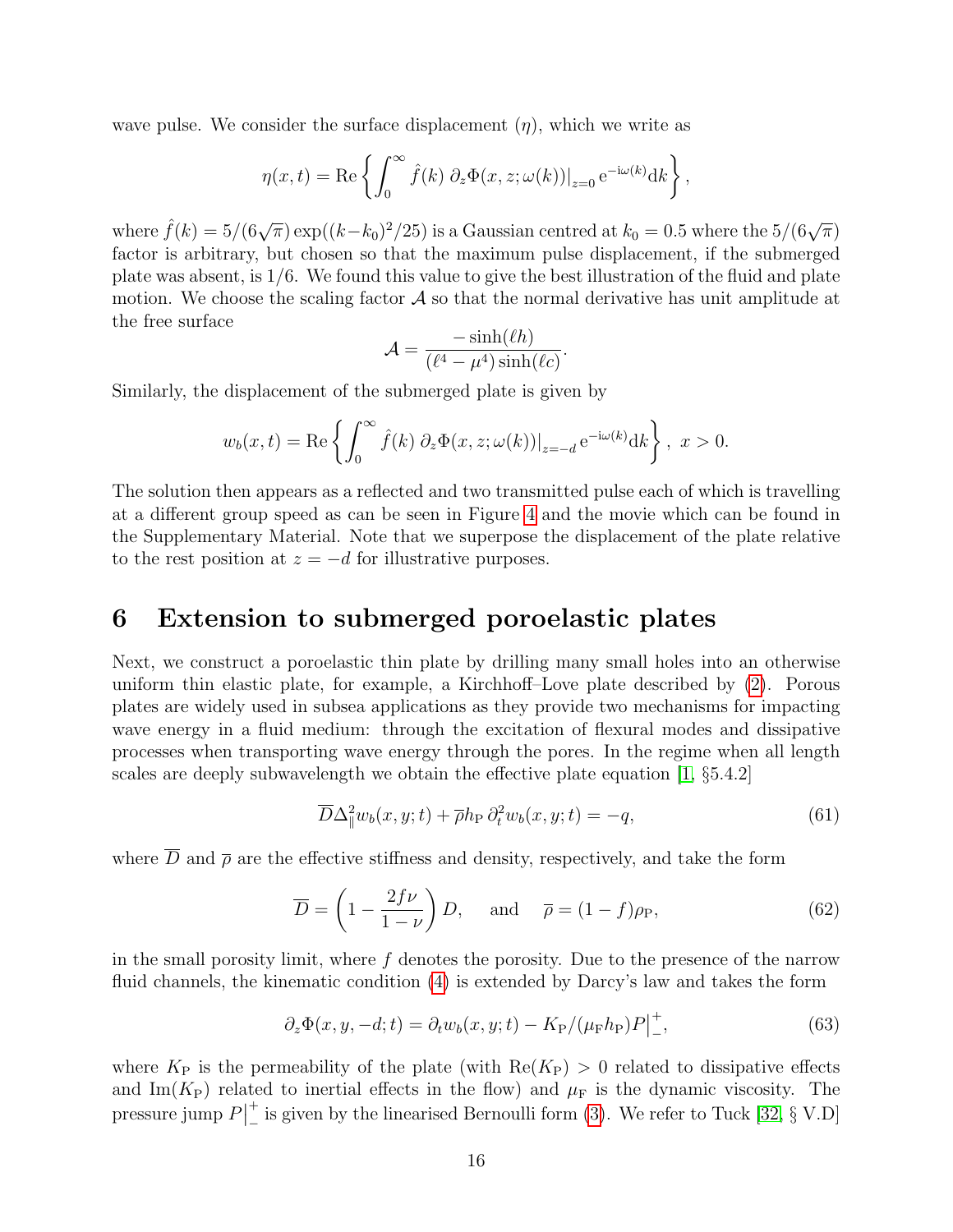wave pulse. We consider the surface displacement ($\eta$), which we write as

$$\eta(x,t) = \mathrm{Re}\left\{ \int_0^\infty \hat{f}(k)\, \partial_z \Phi(x,z;\omega(k))|_{z=0}\, \mathrm{e}^{-\mathrm{i}\omega(k)} \mathrm{d}k \right\},$$

where $\hat{f}(k) = 5/(6\sqrt{\pi}) \exp((k-k_0)^2/25)$ is a Gaussian centred at $k_0 = 0.5$ where the $5/(6\sqrt{\pi})$ factor is arbitrary, but chosen so that the maximum pulse displacement, if the submerged plate was absent, is 1/6. We found this value to give the best illustration of the fluid and plate motion. We choose the scaling factor $\mathcal{A}$ so that the normal derivative has unit amplitude at the free surface

$$\mathcal{A} = \frac{-\sinh(\ell h)}{(\ell^4 - \mu^4)\sinh(\ell c)}.$$

Similarly, the displacement of the submerged plate is given by

$$w_b(x,t) = \mathrm{Re}\left\{ \int_0^\infty \hat{f}(k)\, \partial_z \Phi(x,z;\omega(k))|_{z=-d}\, \mathrm{e}^{-\mathrm{i}\omega(k)} \mathrm{d}k \right\},\ x > 0.$$

The solution then appears as a reflected and two transmitted pulse each of which is travelling at a different group speed as can be seen in Figure 4 and the movie which can be found in the Supplementary Material. Note that we superpose the displacement of the plate relative to the rest position at $z = -d$ for illustrative purposes.

# 6 Extension to submerged poroelastic plates

Next, we construct a poroelastic thin plate by drilling many small holes into an otherwise uniform thin elastic plate, for example, a Kirchhoff–Love plate described by (2). Porous plates are widely used in subsea applications as they provide two mechanisms for impacting wave energy in a fluid medium: through the excitation of flexural modes and dissipative processes when transporting wave energy through the pores. In the regime when all length scales are deeply subwavelength we obtain the effective plate equation [1, §5.4.2]

$$\overline{D}\Delta_{\|}^2 w_b(x,y;t) + \overline{\rho} h_{\mathrm{P}}\, \partial_t^2 w_b(x,y;t) = -q, \tag{61}$$

where $\overline{D}$ and $\overline{\rho}$ are the effective stiffness and density, respectively, and take the form

$$\overline{D} = \left(1 - \frac{2f\nu}{1-\nu}\right) D, \quad \text{and} \quad \overline{\rho} = (1-f)\rho_{\mathrm{P}}, \tag{62}$$

in the small porosity limit, where $f$ denotes the porosity. Due to the presence of the narrow fluid channels, the kinematic condition (4) is extended by Darcy's law and takes the form

$$\partial_z \Phi(x,y,-d;t) = \partial_t w_b(x,y;t) - K_{\mathrm{P}}/(\mu_{\mathrm{F}} h_{\mathrm{P}}) P\big|_-^+, \tag{63}$$

where $K_{\mathrm{P}}$ is the permeability of the plate (with $\mathrm{Re}(K_{\mathrm{P}}) > 0$ related to dissipative effects and $\mathrm{Im}(K_{\mathrm{P}})$ related to inertial effects in the flow) and $\mu_{\mathrm{F}}$ is the dynamic viscosity. The pressure jump $P\big|_-^+$ is given by the linearised Bernoulli form (3). We refer to Tuck [32, § V.D]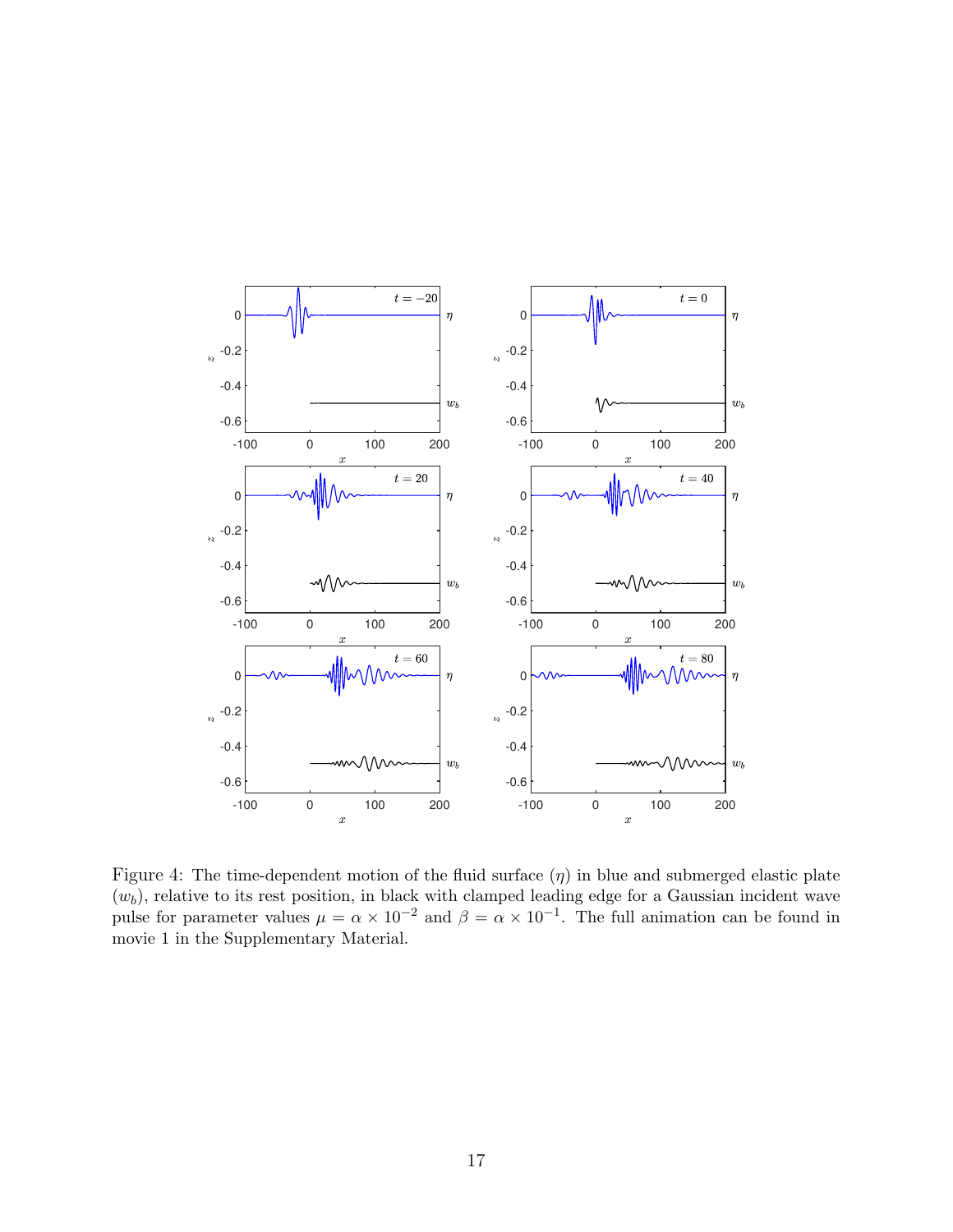Figure 4: The time-dependent motion of the fluid surface ($\eta$) in blue and submerged elastic plate ($w_b$), relative to its rest position, in black with clamped leading edge for a Gaussian incident wave pulse for parameter values $\mu = \alpha \times 10^{-2}$ and $\beta = \alpha \times 10^{-1}$. The full animation can be found in movie 1 in the Supplementary Material.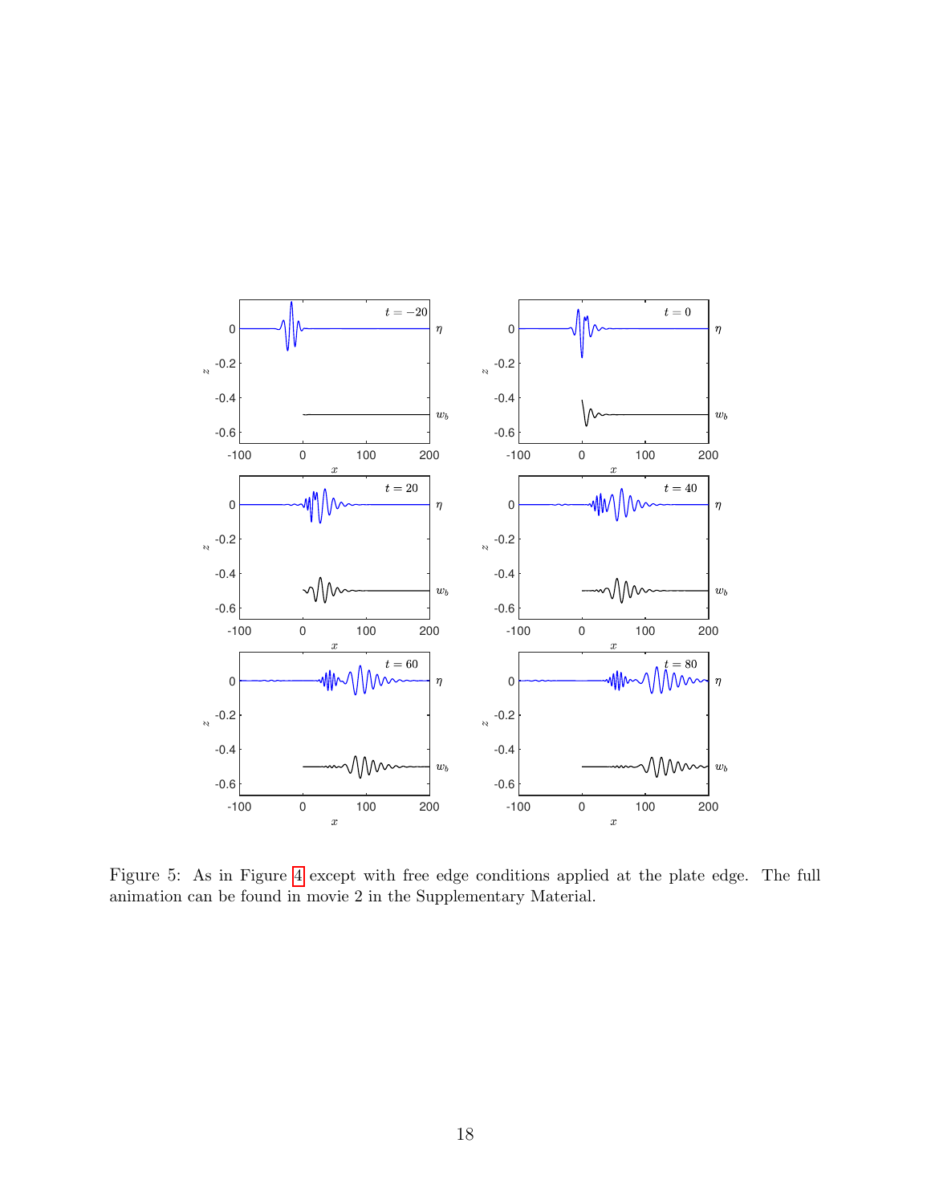Figure 5: As in Figure 4 except with free edge conditions applied at the plate edge. The full animation can be found in movie 2 in the Supplementary Material.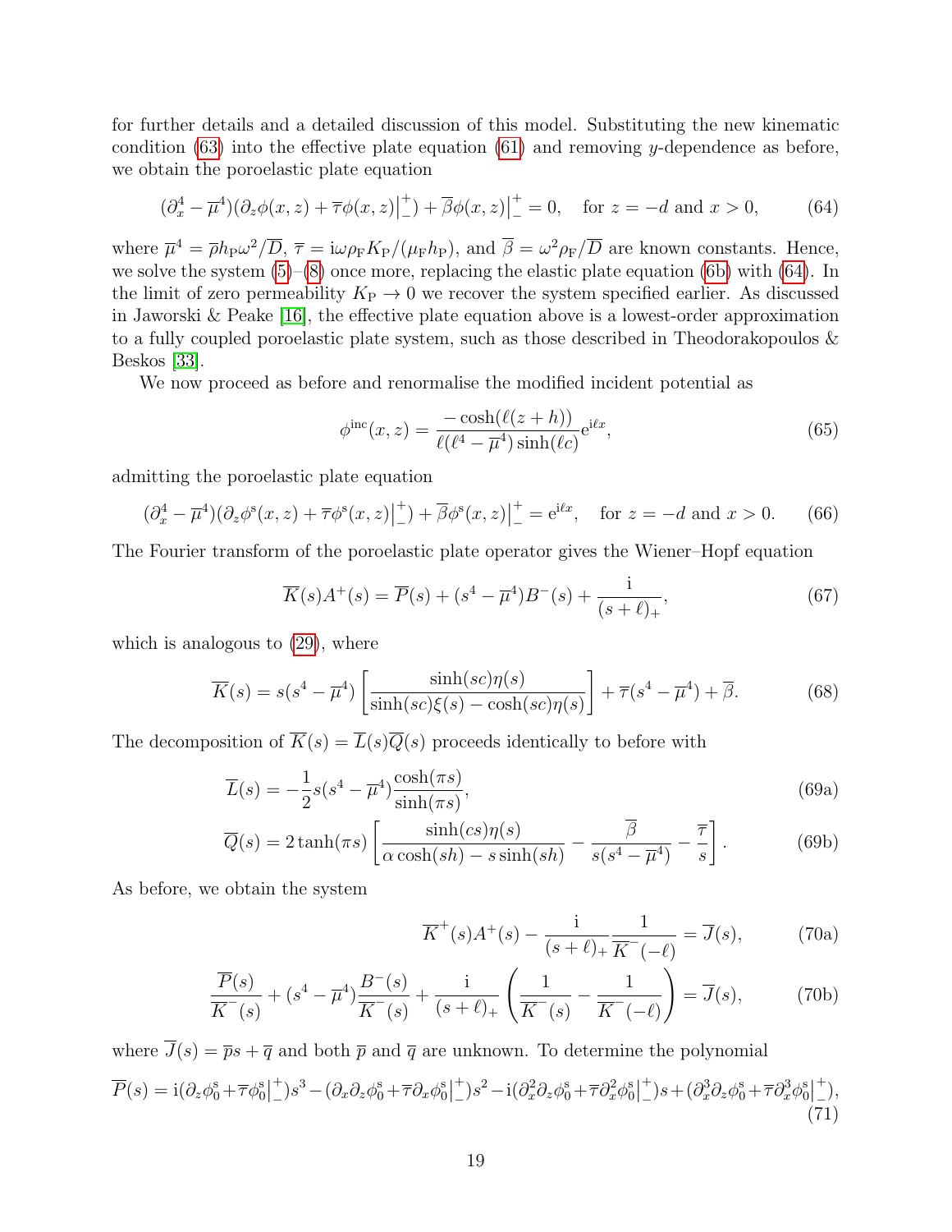for further details and a detailed discussion of this model. Substituting the new kinematic condition (63) into the effective plate equation (61) and removing $y$-dependence as before, we obtain the poroelastic plate equation

$$(\partial_x^4 - \overline{\mu}^4)(\partial_z \phi(x,z) + \overline{\tau}\phi(x,z)\big|_-^+) + \overline{\beta}\phi(x,z)\big|_-^+ = 0, \quad \text{for } z = -d \text{ and } x > 0, \tag{64}$$

where $\overline{\mu}^4 = \overline{\rho} h_\mathrm{P}\omega^2/\overline{D}$, $\overline{\tau} = \mathrm{i}\omega\rho_\mathrm{F} K_\mathrm{P}/(\mu_\mathrm{F} h_\mathrm{P})$, and $\overline{\beta} = \omega^2\rho_\mathrm{F}/\overline{D}$ are known constants. Hence, we solve the system (5)–(8) once more, replacing the elastic plate equation (6b) with (64). In the limit of zero permeability $K_\mathrm{P} \to 0$ we recover the system specified earlier. As discussed in Jaworski & Peake [16], the effective plate equation above is a lowest-order approximation to a fully coupled poroelastic plate system, such as those described in Theodorakopoulos & Beskos [33].

We now proceed as before and renormalise the modified incident potential as

$$\phi^{\mathrm{inc}}(x,z) = \frac{-\cosh(\ell(z+h))}{\ell(\ell^4 - \overline{\mu}^4)\sinh(\ell c)}\mathrm{e}^{\mathrm{i}\ell x}, \tag{65}$$

admitting the poroelastic plate equation

$$(\partial_x^4 - \overline{\mu}^4)(\partial_z \phi^\mathrm{s}(x,z) + \overline{\tau}\phi^\mathrm{s}(x,z)\big|_-^+) + \overline{\beta}\phi^\mathrm{s}(x,z)\big|_-^+ = \mathrm{e}^{\mathrm{i}\ell x}, \quad \text{for } z = -d \text{ and } x > 0. \tag{66}$$

The Fourier transform of the poroelastic plate operator gives the Wiener–Hopf equation

$$\overline{K}(s)A^+(s) = \overline{P}(s) + (s^4 - \overline{\mu}^4)B^-(s) + \frac{\mathrm{i}}{(s+\ell)_+}, \tag{67}$$

which is analogous to (29), where

$$\overline{K}(s) = s(s^4 - \overline{\mu}^4)\left[\frac{\sinh(sc)\eta(s)}{\sinh(sc)\xi(s) - \cosh(sc)\eta(s)}\right] + \overline{\tau}(s^4 - \overline{\mu}^4) + \overline{\beta}. \tag{68}$$

The decomposition of $\overline{K}(s) = \overline{L}(s)\overline{Q}(s)$ proceeds identically to before with

$$\overline{L}(s) = -\frac{1}{2}s(s^4 - \overline{\mu}^4)\frac{\cosh(\pi s)}{\sinh(\pi s)}, \tag{69a}$$

$$\overline{Q}(s) = 2\tanh(\pi s)\left[\frac{\sinh(cs)\eta(s)}{\alpha\cosh(sh) - s\sinh(sh)} - \frac{\overline{\beta}}{s(s^4 - \overline{\mu}^4)} - \frac{\overline{\tau}}{s}\right]. \tag{69b}$$

As before, we obtain the system

$$\overline{K}^+(s)A^+(s) - \frac{\mathrm{i}}{(s+\ell)_+}\frac{1}{\overline{K}^-(-\ell)} = \overline{J}(s), \tag{70a}$$

$$\frac{\overline{P}(s)}{\overline{K}^-(s)} + (s^4 - \overline{\mu}^4)\frac{B^-(s)}{\overline{K}^-(s)} + \frac{\mathrm{i}}{(s+\ell)_+}\left(\frac{1}{\overline{K}^-(s)} - \frac{1}{\overline{K}^-(-\ell)}\right) = \overline{J}(s), \tag{70b}$$

where $\overline{J}(s) = \overline{p}s + \overline{q}$ and both $\overline{p}$ and $\overline{q}$ are unknown. To determine the polynomial

$$\overline{P}(s) = \mathrm{i}(\partial_z\phi_0^\mathrm{s} + \overline{\tau}\phi_0^\mathrm{s}\big|_-^+)s^3 - (\partial_x\partial_z\phi_0^\mathrm{s} + \overline{\tau}\partial_x\phi_0^\mathrm{s}\big|_-^+)s^2 - \mathrm{i}(\partial_x^2\partial_z\phi_0^\mathrm{s} + \overline{\tau}\partial_x^2\phi_0^\mathrm{s}\big|_-^+)s + (\partial_x^3\partial_z\phi_0^\mathrm{s} + \overline{\tau}\partial_x^3\phi_0^\mathrm{s}\big|_-^+), \tag{71}$$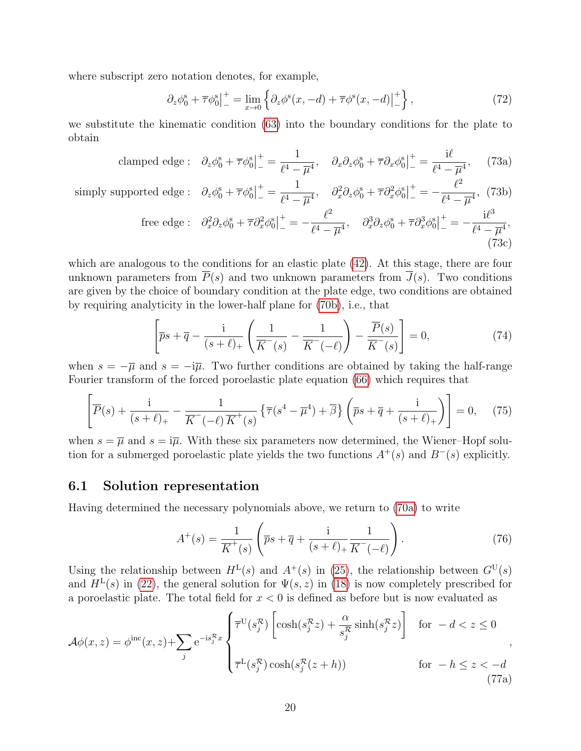where subscript zero notation denotes, for example,

$$\partial_z \phi_0^{\mathrm{s}} + \overline{\tau}\phi_0^{\mathrm{s}}\big|_-^+ = \lim_{x\to 0}\left\{\partial_z \phi^{\mathrm{s}}(x,-d) + \overline{\tau}\phi^{\mathrm{s}}(x,-d)\big|_-^+\right\}, \tag{72}$$

we substitute the kinematic condition (63) into the boundary conditions for the plate to obtain

$$\text{clamped edge :}\quad \partial_z \phi_0^{\mathrm{s}} + \overline{\tau}\phi_0^{\mathrm{s}}\big|_-^+ = \frac{1}{\ell^4 - \overline{\mu}^4}, \quad \partial_x\partial_z \phi_0^{\mathrm{s}} + \overline{\tau}\partial_x\phi_0^{\mathrm{s}}\big|_-^+ = \frac{\mathrm{i}\ell}{\ell^4 - \overline{\mu}^4}, \tag{73a}$$

$$\text{simply supported edge :}\quad \partial_z \phi_0^{\mathrm{s}} + \overline{\tau}\phi_0^{\mathrm{s}}\big|_-^+ = \frac{1}{\ell^4 - \overline{\mu}^4}, \quad \partial_x^2\partial_z \phi_0^{\mathrm{s}} + \overline{\tau}\partial_x^2\phi_0^{\mathrm{s}}\big|_-^+ = -\frac{\ell^2}{\ell^4 - \overline{\mu}^4}, \tag{73b}$$

$$\text{free edge :}\quad \partial_x^2\partial_z \phi_0^{\mathrm{s}} + \overline{\tau}\partial_x^2\phi_0^{\mathrm{s}}\big|_-^+ = -\frac{\ell^2}{\ell^4 - \overline{\mu}^4}, \quad \partial_x^3\partial_z \phi_0^{\mathrm{s}} + \overline{\tau}\partial_x^3\phi_0^{\mathrm{s}}\big|_-^+ = -\frac{\mathrm{i}\ell^3}{\ell^4 - \overline{\mu}^4}, \tag{73c}$$

which are analogous to the conditions for an elastic plate (42). At this stage, there are four unknown parameters from $\overline{P}(s)$ and two unknown parameters from $\overline{J}(s)$. Two conditions are given by the choice of boundary condition at the plate edge, two conditions are obtained by requiring analyticity in the lower-half plane for (70b), i.e., that

$$\left[\overline{p}s + \overline{q} - \frac{\mathrm{i}}{(s+\ell)_+}\left(\frac{1}{\overline{K}^-(s)} - \frac{1}{\overline{K}^-(-\ell)}\right) - \frac{\overline{P}(s)}{\overline{K}^-(s)}\right] = 0, \tag{74}$$

when $s = -\overline{\mu}$ and $s = -\mathrm{i}\overline{\mu}$. Two further conditions are obtained by taking the half-range Fourier transform of the forced poroelastic plate equation (66) which requires that

$$\left[\overline{P}(s) + \frac{\mathrm{i}}{(s+\ell)_+} - \frac{1}{\overline{K}^-(-\ell)\,\overline{K}^+(s)}\left\{\overline{\tau}(s^4 - \overline{\mu}^4) + \overline{\beta}\right\}\left(\overline{p}s + \overline{q} + \frac{\mathrm{i}}{(s+\ell)_+}\right)\right] = 0, \tag{75}$$

when $s = \overline{\mu}$ and $s = \mathrm{i}\overline{\mu}$. With these six parameters now determined, the Wiener–Hopf solution for a submerged poroelastic plate yields the two functions $A^+(s)$ and $B^-(s)$ explicitly.

### 6.1 Solution representation

Having determined the necessary polynomials above, we return to (70a) to write

$$A^+(s) = \frac{1}{\overline{K}^+(s)}\left(\overline{p}s + \overline{q} + \frac{\mathrm{i}}{(s+\ell)_+}\frac{1}{\overline{K}^-(-\ell)}\right). \tag{76}$$

Using the relationship between $H^{\mathrm{L}}(s)$ and $A^+(s)$ in (25), the relationship between $G^{\mathrm{U}}(s)$ and $H^{\mathrm{L}}(s)$ in (22), the general solution for $\Psi(s,z)$ in (18) is now completely prescribed for a poroelastic plate. The total field for $x < 0$ is defined as before but is now evaluated as

$$\mathcal{A}\phi(x,z) = \phi^{\mathrm{inc}}(x,z) + \sum_j \mathrm{e}^{-\mathrm{i}s_j^{\mathcal{R}}x}\begin{cases}\overline{\tau}^{\mathrm{U}}(s_j^{\mathcal{R}})\left[\cosh(s_j^{\mathcal{R}}z) + \dfrac{\alpha}{s_j^{\mathcal{R}}}\sinh(s_j^{\mathcal{R}}z)\right] & \text{for } -d < z \leq 0 \\[2ex] \overline{\tau}^{\mathrm{L}}(s_j^{\mathcal{R}})\cosh(s_j^{\mathcal{R}}(z+h)) & \text{for } -h \leq z < -d\end{cases}, \tag{77a}$$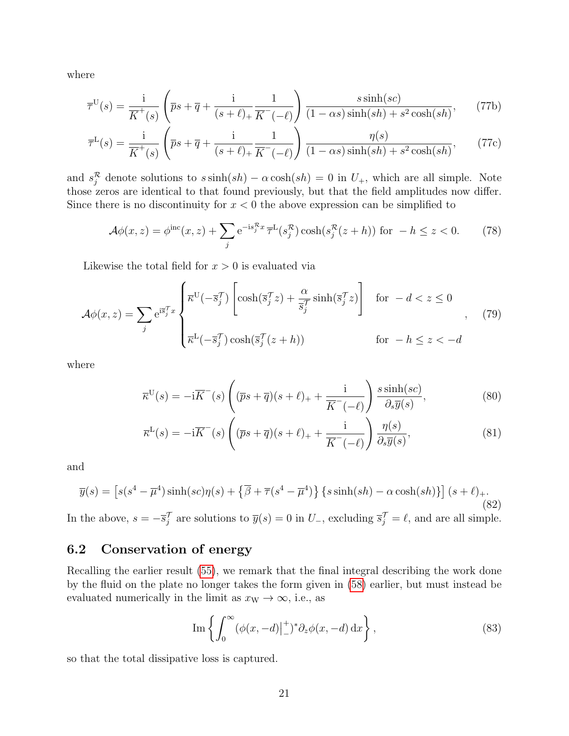where

$$\overline{\tau}^{\mathrm{U}}(s) = \frac{\mathrm{i}}{\overline{K}^{+}(s)}\left(\overline{p}s + \overline{q} + \frac{\mathrm{i}}{(s+\ell)_{+}}\frac{1}{\overline{K}^{-}(-\ell)}\right)\frac{s\sinh(sc)}{(1-\alpha s)\sinh(sh) + s^2\cosh(sh)}, \tag{77b}$$

$$\overline{\tau}^{\mathrm{L}}(s) = \frac{\mathrm{i}}{\overline{K}^{+}(s)}\left(\overline{p}s + \overline{q} + \frac{\mathrm{i}}{(s+\ell)_{+}}\frac{1}{\overline{K}^{-}(-\ell)}\right)\frac{\eta(s)}{(1-\alpha s)\sinh(sh) + s^2\cosh(sh)}, \tag{77c}$$

and $s_j^{\mathcal{R}}$ denote solutions to $s\sinh(sh) - \alpha\cosh(sh) = 0$ in $U_{+}$, which are all simple. Note those zeros are identical to that found previously, but that the field amplitudes now differ. Since there is no discontinuity for $x<0$ the above expression can be simplified to

$$\mathcal{A}\phi(x,z) = \phi^{\mathrm{inc}}(x,z) + \sum_j \mathrm{e}^{-\mathrm{i}s_j^{\mathcal{R}}x}\,\overline{\tau}^{\mathrm{L}}(s_j^{\mathcal{R}})\cosh(s_j^{\mathcal{R}}(z+h)) \text{ for } -h \le z < 0. \tag{78}$$

Likewise the total field for $x>0$ is evaluated via

$$\mathcal{A}\phi(x,z) = \sum_j \mathrm{e}^{\mathrm{i}\overline{s}_j^{\mathcal{T}}x}\begin{cases}\overline{\kappa}^{\mathrm{U}}(-\overline{s}_j^{\mathcal{T}})\left[\cosh(\overline{s}_j^{\mathcal{T}}z) + \dfrac{\alpha}{\overline{s}_j^{\mathcal{T}}}\sinh(\overline{s}_j^{\mathcal{T}}z)\right] & \text{for } -d < z \le 0 \\[2ex] \overline{\kappa}^{\mathrm{L}}(-\overline{s}_j^{\mathcal{T}})\cosh(\overline{s}_j^{\mathcal{T}}(z+h)) & \text{for } -h \le z < -d\end{cases}, \tag{79}$$

where

$$\overline{\kappa}^{\mathrm{U}}(s) = -\mathrm{i}\overline{K}^{-}(s)\left((\overline{p}s+\overline{q})(s+\ell)_{+} + \frac{\mathrm{i}}{\overline{K}^{-}(-\ell)}\right)\frac{s\sinh(sc)}{\partial_s\overline{y}(s)}, \tag{80}$$

$$\overline{\kappa}^{\mathrm{L}}(s) = -\mathrm{i}\overline{K}^{-}(s)\left((\overline{p}s+\overline{q})(s+\ell)_{+} + \frac{\mathrm{i}}{\overline{K}^{-}(-\ell)}\right)\frac{\eta(s)}{\partial_s\overline{y}(s)}, \tag{81}$$

and

$$\overline{y}(s) = \left[s(s^4-\overline{\mu}^4)\sinh(sc)\eta(s) + \left\{\overline{\beta} + \overline{\tau}(s^4-\overline{\mu}^4)\right\}\left\{s\sinh(sh) - \alpha\cosh(sh)\right\}\right](s+\ell)_{+}. \tag{82}$$

In the above, $s = -\overline{s}_j^{\mathcal{T}}$ are solutions to $\overline{y}(s) = 0$ in $U_{-}$, excluding $\overline{s}_j^{\mathcal{T}} = \ell$, and are all simple.

## 6.2 Conservation of energy

Recalling the earlier result (55), we remark that the final integral describing the work done by the fluid on the plate no longer takes the form given in (58) earlier, but must instead be evaluated numerically in the limit as $x_{\mathrm{W}} \to \infty$, i.e., as

$$\mathrm{Im}\left\{\int_0^\infty (\phi(x,-d)\big|_{-}^{+})^{*}\partial_z\phi(x,-d)\,\mathrm{d}x\right\}, \tag{83}$$

so that the total dissipative loss is captured.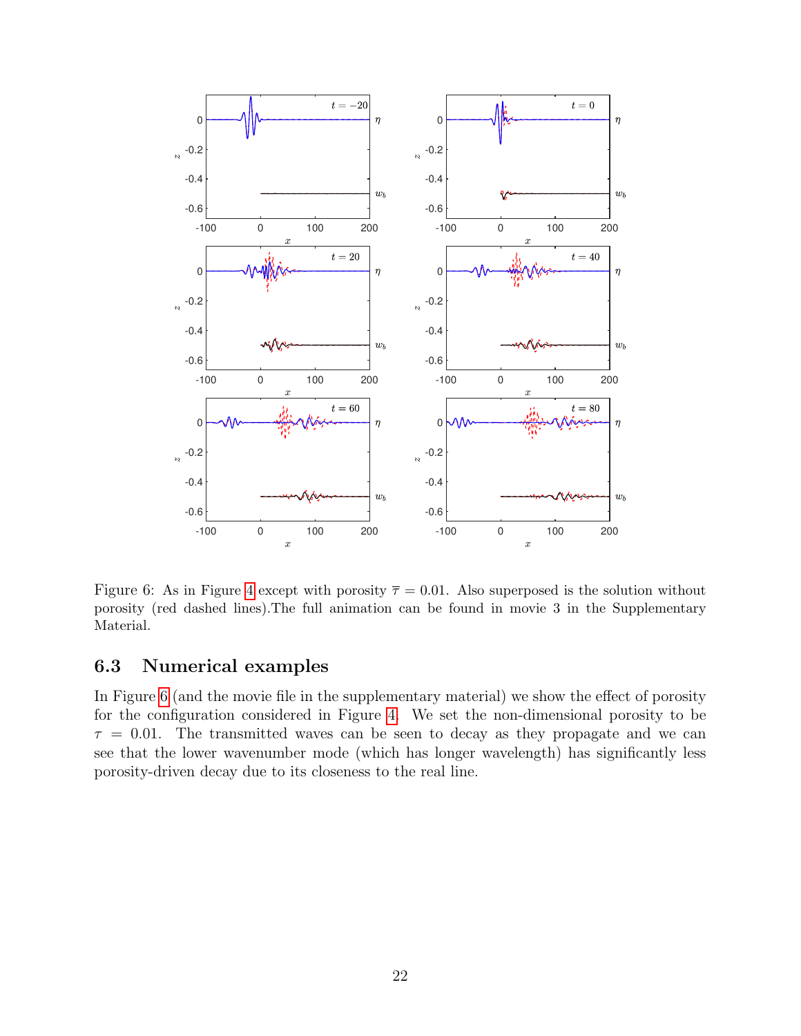Figure 6: As in Figure 4 except with porosity $\overline{\tau} = 0.01$. Also superposed is the solution without porosity (red dashed lines).The full animation can be found in movie 3 in the Supplementary Material.

### 6.3 Numerical examples

In Figure 6 (and the movie file in the supplementary material) we show the effect of porosity for the configuration considered in Figure 4. We set the non-dimensional porosity to be $\tau = 0.01$. The transmitted waves can be seen to decay as they propagate and we can see that the lower wavenumber mode (which has longer wavelength) has significantly less porosity-driven decay due to its closeness to the real line.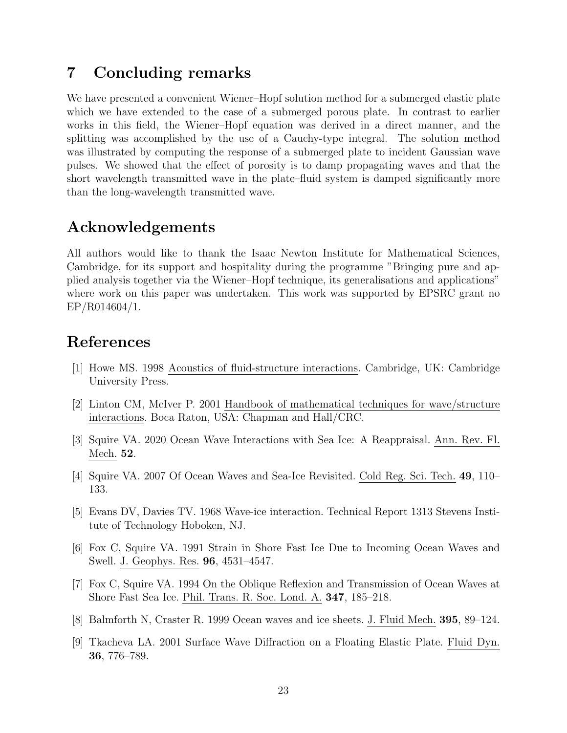# 7 Concluding remarks

We have presented a convenient Wiener–Hopf solution method for a submerged elastic plate which we have extended to the case of a submerged porous plate. In contrast to earlier works in this field, the Wiener–Hopf equation was derived in a direct manner, and the splitting was accomplished by the use of a Cauchy-type integral. The solution method was illustrated by computing the response of a submerged plate to incident Gaussian wave pulses. We showed that the effect of porosity is to damp propagating waves and that the short wavelength transmitted wave in the plate–fluid system is damped significantly more than the long-wavelength transmitted wave.

# Acknowledgements

All authors would like to thank the Isaac Newton Institute for Mathematical Sciences, Cambridge, for its support and hospitality during the programme "Bringing pure and applied analysis together via the Wiener–Hopf technique, its generalisations and applications" where work on this paper was undertaken. This work was supported by EPSRC grant no EP/R014604/1.

# References

[1] Howe MS. 1998 Acoustics of fluid-structure interactions. Cambridge, UK: Cambridge University Press.

[2] Linton CM, McIver P. 2001 Handbook of mathematical techniques for wave/structure interactions. Boca Raton, USA: Chapman and Hall/CRC.

[3] Squire VA. 2020 Ocean Wave Interactions with Sea Ice: A Reappraisal. Ann. Rev. Fl. Mech. **52**.

[4] Squire VA. 2007 Of Ocean Waves and Sea-Ice Revisited. Cold Reg. Sci. Tech. **49**, 110–133.

[5] Evans DV, Davies TV. 1968 Wave-ice interaction. Technical Report 1313 Stevens Institute of Technology Hoboken, NJ.

[6] Fox C, Squire VA. 1991 Strain in Shore Fast Ice Due to Incoming Ocean Waves and Swell. J. Geophys. Res. **96**, 4531–4547.

[7] Fox C, Squire VA. 1994 On the Oblique Reflexion and Transmission of Ocean Waves at Shore Fast Sea Ice. Phil. Trans. R. Soc. Lond. A. **347**, 185–218.

[8] Balmforth N, Craster R. 1999 Ocean waves and ice sheets. J. Fluid Mech. **395**, 89–124.

[9] Tkacheva LA. 2001 Surface Wave Diffraction on a Floating Elastic Plate. Fluid Dyn. **36**, 776–789.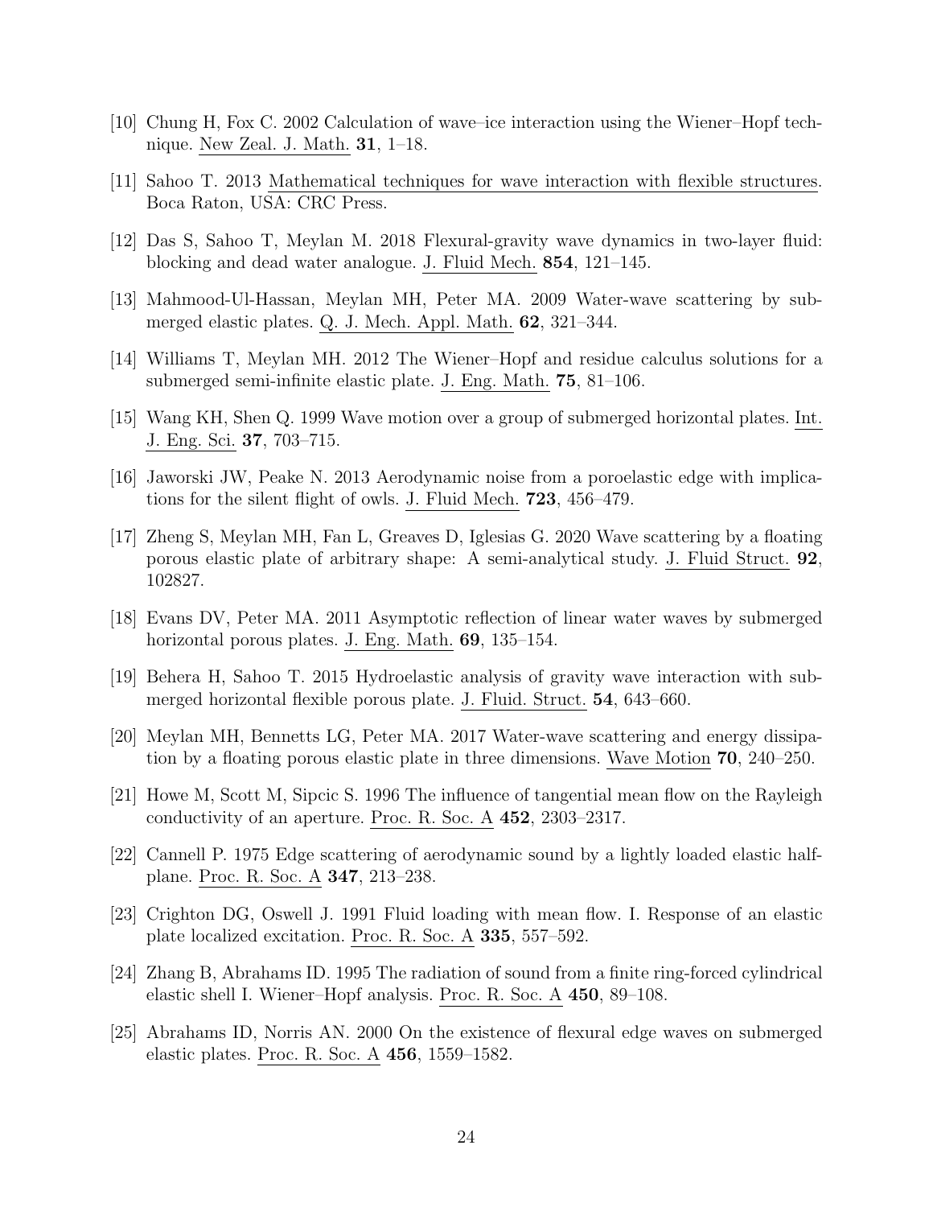[10] Chung H, Fox C. 2002 Calculation of wave–ice interaction using the Wiener–Hopf technique. New Zeal. J. Math. **31**, 1–18.

[11] Sahoo T. 2013 Mathematical techniques for wave interaction with flexible structures. Boca Raton, USA: CRC Press.

[12] Das S, Sahoo T, Meylan M. 2018 Flexural-gravity wave dynamics in two-layer fluid: blocking and dead water analogue. J. Fluid Mech. **854**, 121–145.

[13] Mahmood-Ul-Hassan, Meylan MH, Peter MA. 2009 Water-wave scattering by submerged elastic plates. Q. J. Mech. Appl. Math. **62**, 321–344.

[14] Williams T, Meylan MH. 2012 The Wiener–Hopf and residue calculus solutions for a submerged semi-infinite elastic plate. J. Eng. Math. **75**, 81–106.

[15] Wang KH, Shen Q. 1999 Wave motion over a group of submerged horizontal plates. Int. J. Eng. Sci. **37**, 703–715.

[16] Jaworski JW, Peake N. 2013 Aerodynamic noise from a poroelastic edge with implications for the silent flight of owls. J. Fluid Mech. **723**, 456–479.

[17] Zheng S, Meylan MH, Fan L, Greaves D, Iglesias G. 2020 Wave scattering by a floating porous elastic plate of arbitrary shape: A semi-analytical study. J. Fluid Struct. **92**, 102827.

[18] Evans DV, Peter MA. 2011 Asymptotic reflection of linear water waves by submerged horizontal porous plates. J. Eng. Math. **69**, 135–154.

[19] Behera H, Sahoo T. 2015 Hydroelastic analysis of gravity wave interaction with submerged horizontal flexible porous plate. J. Fluid. Struct. **54**, 643–660.

[20] Meylan MH, Bennetts LG, Peter MA. 2017 Water-wave scattering and energy dissipation by a floating porous elastic plate in three dimensions. Wave Motion **70**, 240–250.

[21] Howe M, Scott M, Sipcic S. 1996 The influence of tangential mean flow on the Rayleigh conductivity of an aperture. Proc. R. Soc. A **452**, 2303–2317.

[22] Cannell P. 1975 Edge scattering of aerodynamic sound by a lightly loaded elastic half-plane. Proc. R. Soc. A **347**, 213–238.

[23] Crighton DG, Oswell J. 1991 Fluid loading with mean flow. I. Response of an elastic plate localized excitation. Proc. R. Soc. A **335**, 557–592.

[24] Zhang B, Abrahams ID. 1995 The radiation of sound from a finite ring-forced cylindrical elastic shell I. Wiener–Hopf analysis. Proc. R. Soc. A **450**, 89–108.

[25] Abrahams ID, Norris AN. 2000 On the existence of flexural edge waves on submerged elastic plates. Proc. R. Soc. A **456**, 1559–1582.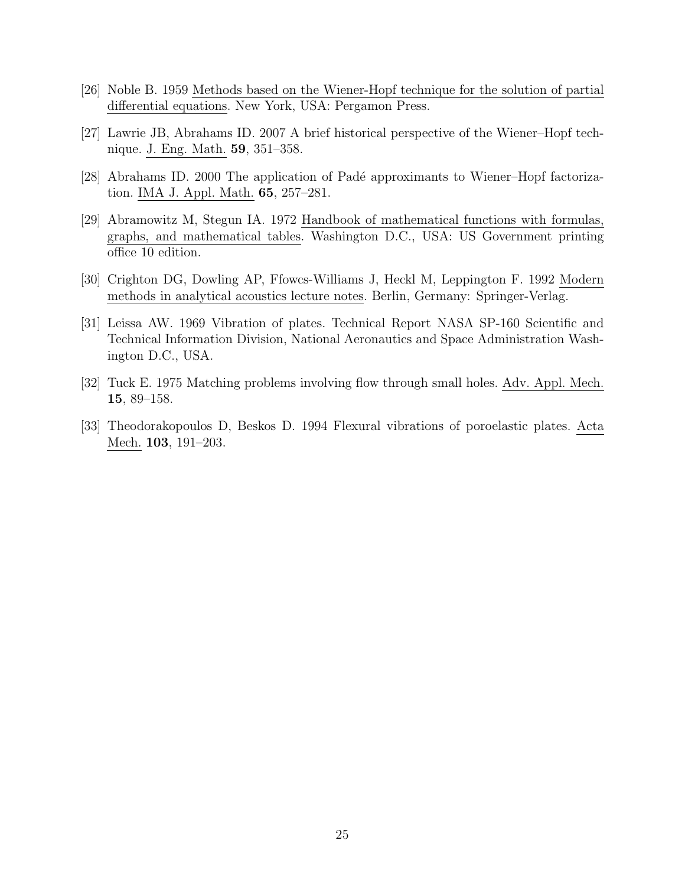[26] Noble B. 1959 Methods based on the Wiener-Hopf technique for the solution of partial differential equations. New York, USA: Pergamon Press.

[27] Lawrie JB, Abrahams ID. 2007 A brief historical perspective of the Wiener–Hopf technique. J. Eng. Math. **59**, 351–358.

[28] Abrahams ID. 2000 The application of Padé approximants to Wiener–Hopf factorization. IMA J. Appl. Math. **65**, 257–281.

[29] Abramowitz M, Stegun IA. 1972 Handbook of mathematical functions with formulas, graphs, and mathematical tables. Washington D.C., USA: US Government printing office 10 edition.

[30] Crighton DG, Dowling AP, Ffowcs-Williams J, Heckl M, Leppington F. 1992 Modern methods in analytical acoustics lecture notes. Berlin, Germany: Springer-Verlag.

[31] Leissa AW. 1969 Vibration of plates. Technical Report NASA SP-160 Scientific and Technical Information Division, National Aeronautics and Space Administration Washington D.C., USA.

[32] Tuck E. 1975 Matching problems involving flow through small holes. Adv. Appl. Mech. **15**, 89–158.

[33] Theodorakopoulos D, Beskos D. 1994 Flexural vibrations of poroelastic plates. Acta Mech. **103**, 191–203.